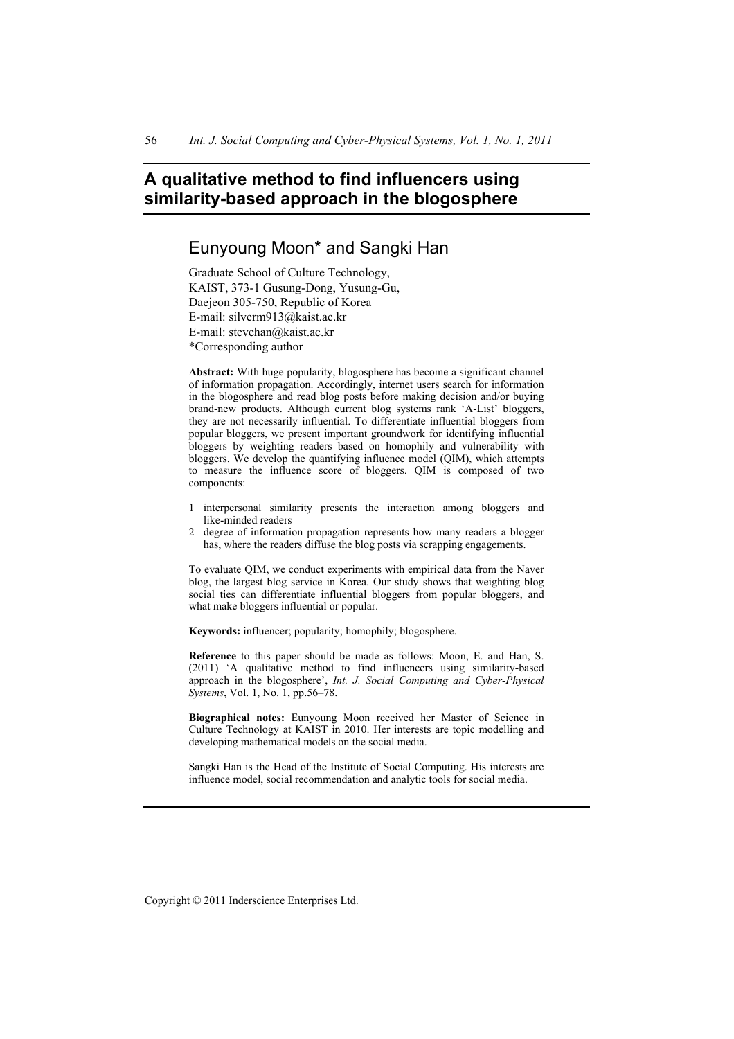# A qualitative method to find influencers using similarity-based approach in the blogosphere

## Eunyoung Moon* and Sangki Han

Graduate School of Culture Technology,
KAIST, 373-1 Gusung-Dong, Yusung-Gu,
Daejeon 305-750, Republic of Korea
E-mail: silverm913@kaist.ac.kr
E-mail: stevehan@kaist.ac.kr
*Corresponding author

**Abstract:** With huge popularity, blogosphere has become a significant channel of information propagation. Accordingly, internet users search for information in the blogosphere and read blog posts before making decision and/or buying brand-new products. Although current blog systems rank 'A-List' bloggers, they are not necessarily influential. To differentiate influential bloggers from popular bloggers, we present important groundwork for identifying influential bloggers by weighting readers based on homophily and vulnerability with bloggers. We develop the quantifying influence model (QIM), which attempts to measure the influence score of bloggers. QIM is composed of two components:

1. interpersonal similarity presents the interaction among bloggers and like-minded readers
2. degree of information propagation represents how many readers a blogger has, where the readers diffuse the blog posts via scrapping engagements.

To evaluate QIM, we conduct experiments with empirical data from the Naver blog, the largest blog service in Korea. Our study shows that weighting blog social ties can differentiate influential bloggers from popular bloggers, and what make bloggers influential or popular.

**Keywords:** influencer; popularity; homophily; blogosphere.

**Reference** to this paper should be made as follows: Moon, E. and Han, S. (2011) 'A qualitative method to find influencers using similarity-based approach in the blogosphere', *Int. J. Social Computing and Cyber-Physical Systems*, Vol. 1, No. 1, pp.56–78.

**Biographical notes:** Eunyoung Moon received her Master of Science in Culture Technology at KAIST in 2010. Her interests are topic modelling and developing mathematical models on the social media.

Sangki Han is the Head of the Institute of Social Computing. His interests are influence model, social recommendation and analytic tools for social media.

Copyright © 2011 Inderscience Enterprises Ltd.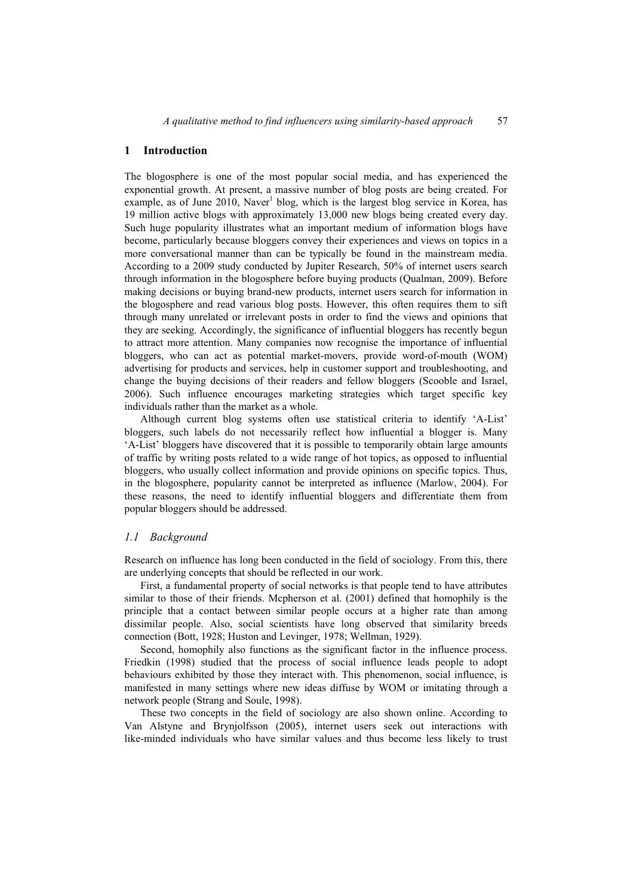## 1 Introduction

The blogosphere is one of the most popular social media, and has experienced the exponential growth. At present, a massive number of blog posts are being created. For example, as of June 2010, Naver[1] blog, which is the largest blog service in Korea, has 19 million active blogs with approximately 13,000 new blogs being created every day. Such huge popularity illustrates what an important medium of information blogs have become, particularly because bloggers convey their experiences and views on topics in a more conversational manner than can be typically be found in the mainstream media. According to a 2009 study conducted by Jupiter Research, 50% of internet users search through information in the blogosphere before buying products (Qualman, 2009). Before making decisions or buying brand-new products, internet users search for information in the blogosphere and read various blog posts. However, this often requires them to sift through many unrelated or irrelevant posts in order to find the views and opinions that they are seeking. Accordingly, the significance of influential bloggers has recently begun to attract more attention. Many companies now recognise the importance of influential bloggers, who can act as potential market-movers, provide word-of-mouth (WOM) advertising for products and services, help in customer support and troubleshooting, and change the buying decisions of their readers and fellow bloggers (Scooble and Israel, 2006). Such influence encourages marketing strategies which target specific key individuals rather than the market as a whole.

Although current blog systems often use statistical criteria to identify 'A-List' bloggers, such labels do not necessarily reflect how influential a blogger is. Many 'A-List' bloggers have discovered that it is possible to temporarily obtain large amounts of traffic by writing posts related to a wide range of hot topics, as opposed to influential bloggers, who usually collect information and provide opinions on specific topics. Thus, in the blogosphere, popularity cannot be interpreted as influence (Marlow, 2004). For these reasons, the need to identify influential bloggers and differentiate them from popular bloggers should be addressed.

### *1.1 Background*

Research on influence has long been conducted in the field of sociology. From this, there are underlying concepts that should be reflected in our work.

First, a fundamental property of social networks is that people tend to have attributes similar to those of their friends. Mcpherson et al. (2001) defined that homophily is the principle that a contact between similar people occurs at a higher rate than among dissimilar people. Also, social scientists have long observed that similarity breeds connection (Bott, 1928; Huston and Levinger, 1978; Wellman, 1929).

Second, homophily also functions as the significant factor in the influence process. Friedkin (1998) studied that the process of social influence leads people to adopt behaviours exhibited by those they interact with. This phenomenon, social influence, is manifested in many settings where new ideas diffuse by WOM or imitating through a network people (Strang and Soule, 1998).

These two concepts in the field of sociology are also shown online. According to Van Alstyne and Brynjolfsson (2005), internet users seek out interactions with like-minded individuals who have similar values and thus become less likely to trust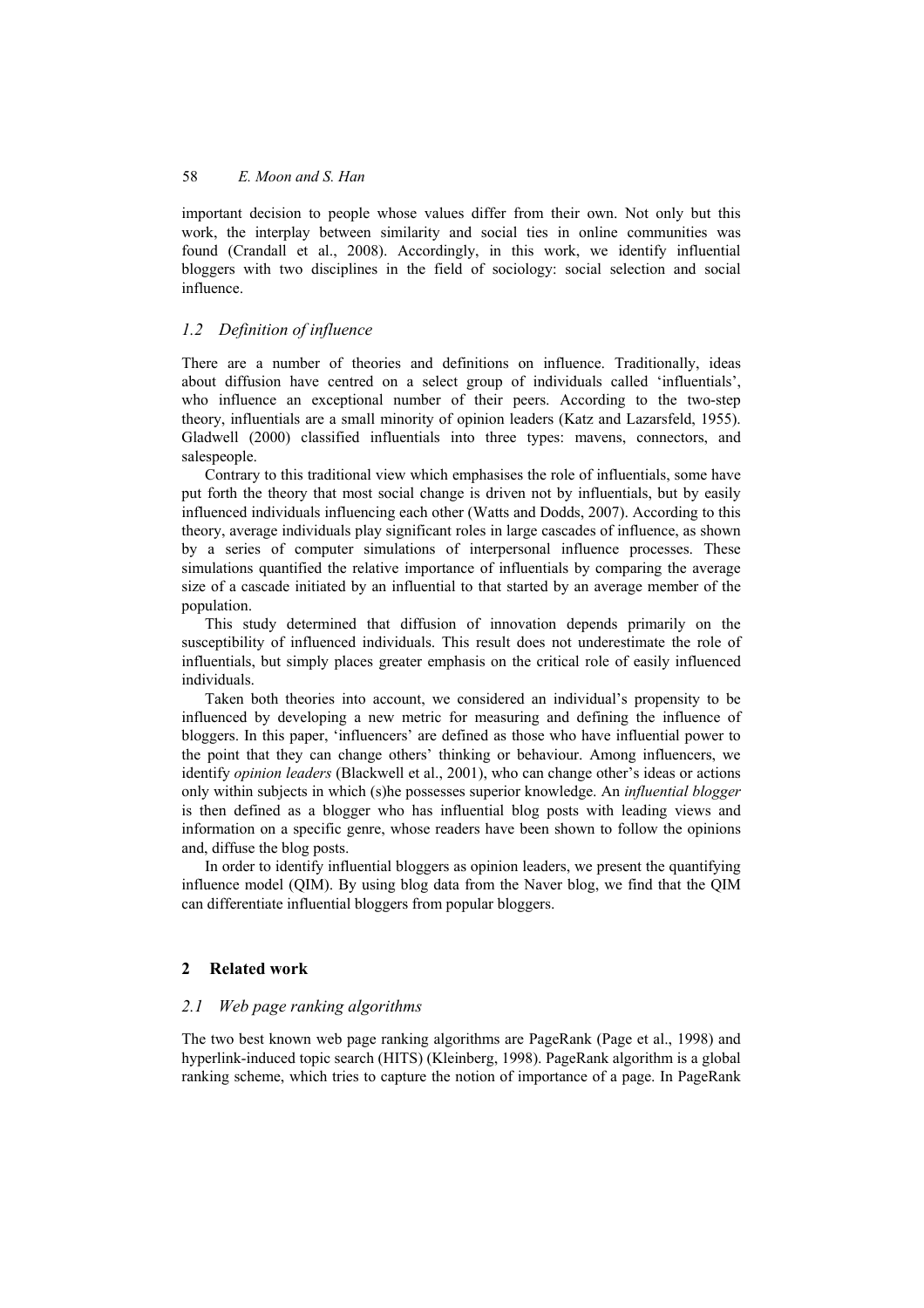important decision to people whose values differ from their own. Not only but this work, the interplay between similarity and social ties in online communities was found (Crandall et al., 2008). Accordingly, in this work, we identify influential bloggers with two disciplines in the field of sociology: social selection and social influence.

### 1.2 Definition of influence

There are a number of theories and definitions on influence. Traditionally, ideas about diffusion have centred on a select group of individuals called 'influentials', who influence an exceptional number of their peers. According to the two-step theory, influentials are a small minority of opinion leaders (Katz and Lazarsfeld, 1955). Gladwell (2000) classified influentials into three types: mavens, connectors, and salespeople.

Contrary to this traditional view which emphasises the role of influentials, some have put forth the theory that most social change is driven not by influentials, but by easily influenced individuals influencing each other (Watts and Dodds, 2007). According to this theory, average individuals play significant roles in large cascades of influence, as shown by a series of computer simulations of interpersonal influence processes. These simulations quantified the relative importance of influentials by comparing the average size of a cascade initiated by an influential to that started by an average member of the population.

This study determined that diffusion of innovation depends primarily on the susceptibility of influenced individuals. This result does not underestimate the role of influentials, but simply places greater emphasis on the critical role of easily influenced individuals.

Taken both theories into account, we considered an individual's propensity to be influenced by developing a new metric for measuring and defining the influence of bloggers. In this paper, 'influencers' are defined as those who have influential power to the point that they can change others' thinking or behaviour. Among influencers, we identify *opinion leaders* (Blackwell et al., 2001), who can change other's ideas or actions only within subjects in which (s)he possesses superior knowledge. An *influential blogger* is then defined as a blogger who has influential blog posts with leading views and information on a specific genre, whose readers have been shown to follow the opinions and, diffuse the blog posts.

In order to identify influential bloggers as opinion leaders, we present the quantifying influence model (QIM). By using blog data from the Naver blog, we find that the QIM can differentiate influential bloggers from popular bloggers.

## 2 Related work

### 2.1 Web page ranking algorithms

The two best known web page ranking algorithms are PageRank (Page et al., 1998) and hyperlink-induced topic search (HITS) (Kleinberg, 1998). PageRank algorithm is a global ranking scheme, which tries to capture the notion of importance of a page. In PageRank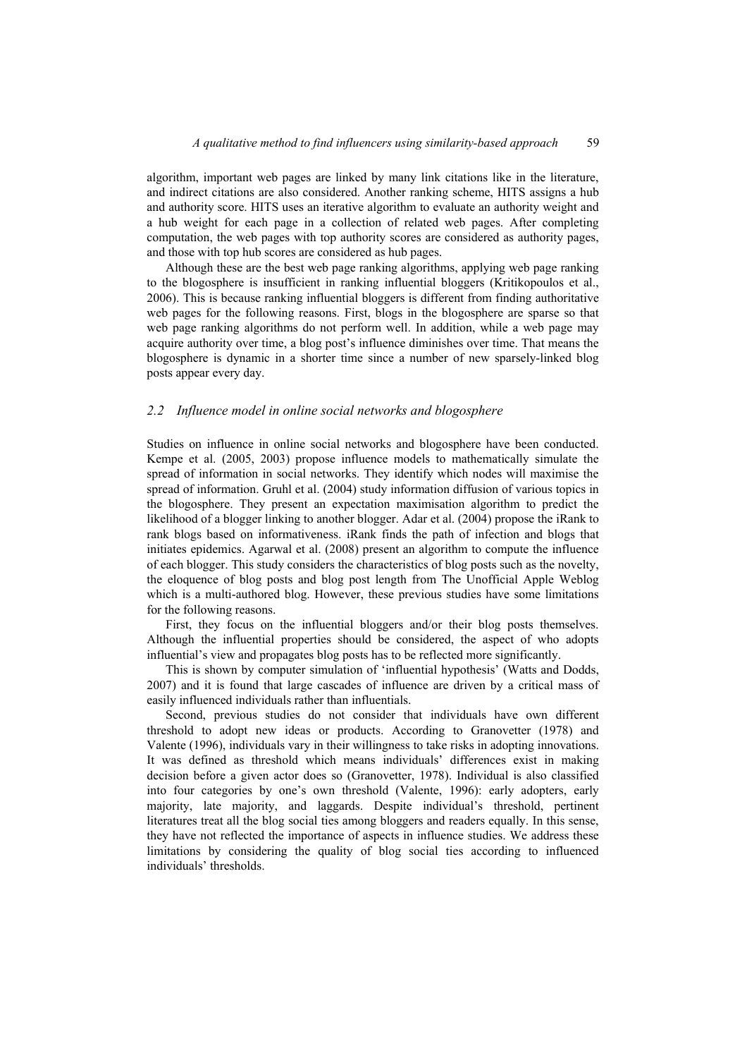algorithm, important web pages are linked by many link citations like in the literature, and indirect citations are also considered. Another ranking scheme, HITS assigns a hub and authority score. HITS uses an iterative algorithm to evaluate an authority weight and a hub weight for each page in a collection of related web pages. After completing computation, the web pages with top authority scores are considered as authority pages, and those with top hub scores are considered as hub pages.

Although these are the best web page ranking algorithms, applying web page ranking to the blogosphere is insufficient in ranking influential bloggers (Kritikopoulos et al., 2006). This is because ranking influential bloggers is different from finding authoritative web pages for the following reasons. First, blogs in the blogosphere are sparse so that web page ranking algorithms do not perform well. In addition, while a web page may acquire authority over time, a blog post's influence diminishes over time. That means the blogosphere is dynamic in a shorter time since a number of new sparsely-linked blog posts appear every day.

### *2.2 Influence model in online social networks and blogosphere*

Studies on influence in online social networks and blogosphere have been conducted. Kempe et al. (2005, 2003) propose influence models to mathematically simulate the spread of information in social networks. They identify which nodes will maximise the spread of information. Gruhl et al. (2004) study information diffusion of various topics in the blogosphere. They present an expectation maximisation algorithm to predict the likelihood of a blogger linking to another blogger. Adar et al. (2004) propose the iRank to rank blogs based on informativeness. iRank finds the path of infection and blogs that initiates epidemics. Agarwal et al. (2008) present an algorithm to compute the influence of each blogger. This study considers the characteristics of blog posts such as the novelty, the eloquence of blog posts and blog post length from The Unofficial Apple Weblog which is a multi-authored blog. However, these previous studies have some limitations for the following reasons.

First, they focus on the influential bloggers and/or their blog posts themselves. Although the influential properties should be considered, the aspect of who adopts influential's view and propagates blog posts has to be reflected more significantly.

This is shown by computer simulation of 'influential hypothesis' (Watts and Dodds, 2007) and it is found that large cascades of influence are driven by a critical mass of easily influenced individuals rather than influentials.

Second, previous studies do not consider that individuals have own different threshold to adopt new ideas or products. According to Granovetter (1978) and Valente (1996), individuals vary in their willingness to take risks in adopting innovations. It was defined as threshold which means individuals' differences exist in making decision before a given actor does so (Granovetter, 1978). Individual is also classified into four categories by one's own threshold (Valente, 1996): early adopters, early majority, late majority, and laggards. Despite individual's threshold, pertinent literatures treat all the blog social ties among bloggers and readers equally. In this sense, they have not reflected the importance of aspects in influence studies. We address these limitations by considering the quality of blog social ties according to influenced individuals' thresholds.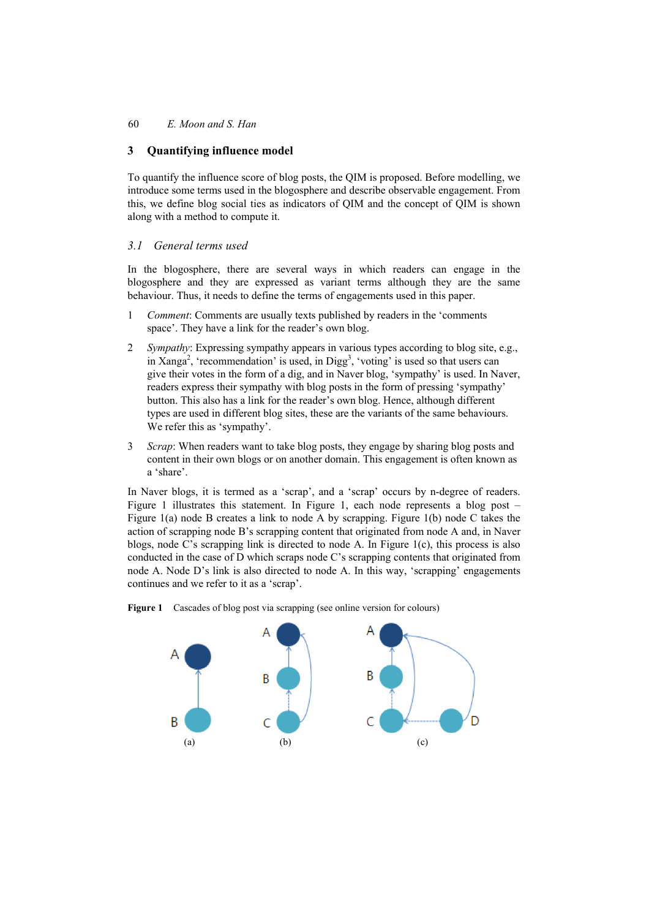## 3 Quantifying influence model

To quantify the influence score of blog posts, the QIM is proposed. Before modelling, we introduce some terms used in the blogosphere and describe observable engagement. From this, we define blog social ties as indicators of QIM and the concept of QIM is shown along with a method to compute it.

### 3.1 General terms used

In the blogosphere, there are several ways in which readers can engage in the blogosphere and they are expressed as variant terms although they are the same behaviour. Thus, it needs to define the terms of engagements used in this paper.

1. *Comment*: Comments are usually texts published by readers in the 'comments space'. They have a link for the reader's own blog.
2. *Sympathy*: Expressing sympathy appears in various types according to blog site, e.g., in Xanga[2], 'recommendation' is used, in Digg[3], 'voting' is used so that users can give their votes in the form of a dig, and in Naver blog, 'sympathy' is used. In Naver, readers express their sympathy with blog posts in the form of pressing 'sympathy' button. This also has a link for the reader's own blog. Hence, although different types are used in different blog sites, these are the variants of the same behaviours. We refer this as 'sympathy'.
3. *Scrap*: When readers want to take blog posts, they engage by sharing blog posts and content in their own blogs or on another domain. This engagement is often known as a 'share'.

In Naver blogs, it is termed as a 'scrap', and a 'scrap' occurs by n-degree of readers. Figure 1 illustrates this statement. In Figure 1, each node represents a blog post – Figure 1(a) node B creates a link to node A by scrapping. Figure 1(b) node C takes the action of scrapping node B's scrapping content that originated from node A and, in Naver blogs, node C's scrapping link is directed to node A. In Figure 1(c), this process is also conducted in the case of D which scraps node C's scrapping contents that originated from node A. Node D's link is also directed to node A. In this way, 'scrapping' engagements continues and we refer to it as a 'scrap'.

**Figure 1** Cascades of blog post via scrapping (see online version for colours)

A
B
(a)

A
B
C
(b)

A
B
C
D
(c)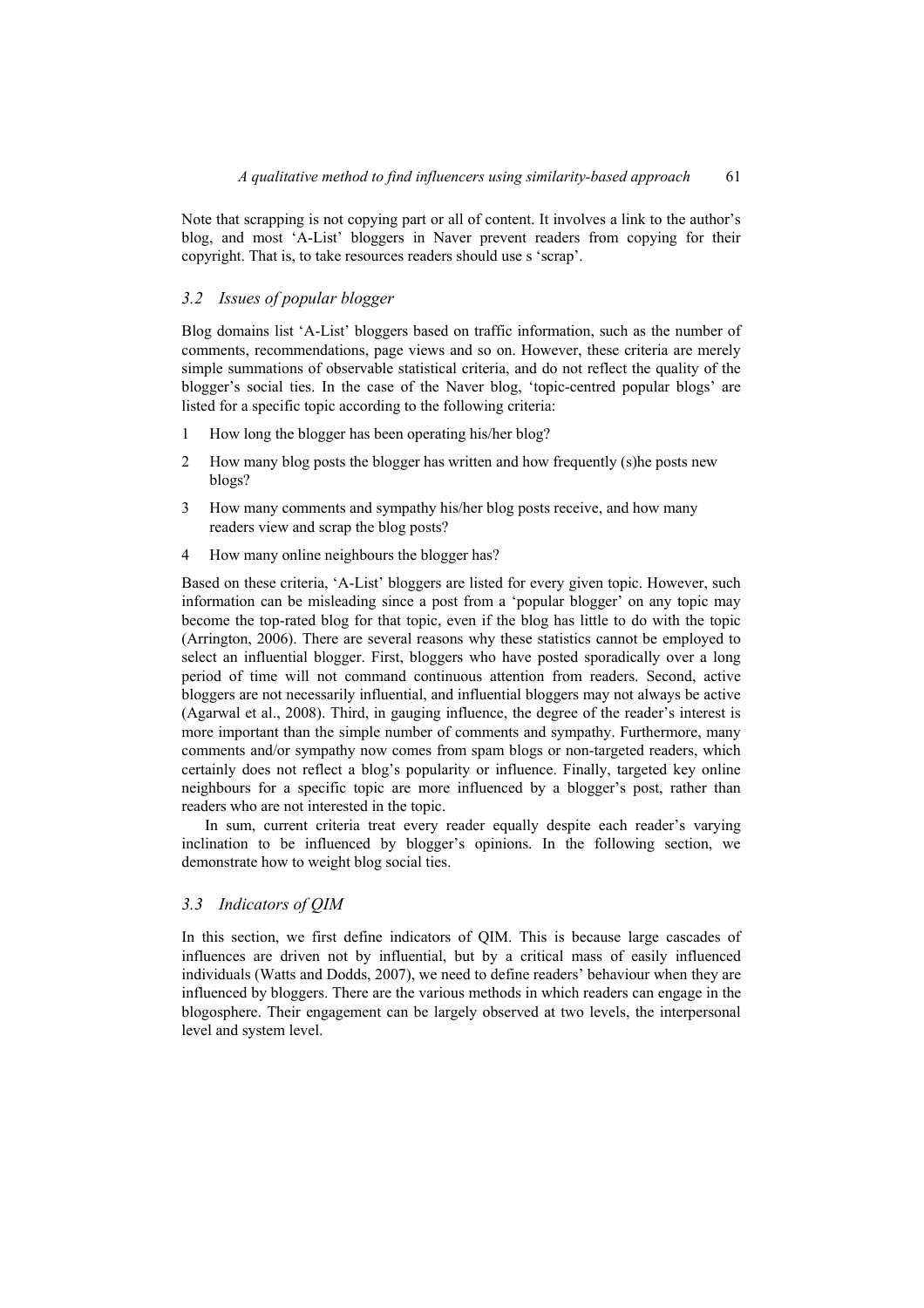Note that scrapping is not copying part or all of content. It involves a link to the author's blog, and most 'A-List' bloggers in Naver prevent readers from copying for their copyright. That is, to take resources readers should use s 'scrap'.

### 3.2 Issues of popular blogger

Blog domains list 'A-List' bloggers based on traffic information, such as the number of comments, recommendations, page views and so on. However, these criteria are merely simple summations of observable statistical criteria, and do not reflect the quality of the blogger's social ties. In the case of the Naver blog, 'topic-centred popular blogs' are listed for a specific topic according to the following criteria:

1. How long the blogger has been operating his/her blog?
2. How many blog posts the blogger has written and how frequently (s)he posts new blogs?
3. How many comments and sympathy his/her blog posts receive, and how many readers view and scrap the blog posts?
4. How many online neighbours the blogger has?

Based on these criteria, 'A-List' bloggers are listed for every given topic. However, such information can be misleading since a post from a 'popular blogger' on any topic may become the top-rated blog for that topic, even if the blog has little to do with the topic (Arrington, 2006). There are several reasons why these statistics cannot be employed to select an influential blogger. First, bloggers who have posted sporadically over a long period of time will not command continuous attention from readers. Second, active bloggers are not necessarily influential, and influential bloggers may not always be active (Agarwal et al., 2008). Third, in gauging influence, the degree of the reader's interest is more important than the simple number of comments and sympathy. Furthermore, many comments and/or sympathy now comes from spam blogs or non-targeted readers, which certainly does not reflect a blog's popularity or influence. Finally, targeted key online neighbours for a specific topic are more influenced by a blogger's post, rather than readers who are not interested in the topic.

In sum, current criteria treat every reader equally despite each reader's varying inclination to be influenced by blogger's opinions. In the following section, we demonstrate how to weight blog social ties.

### 3.3 Indicators of QIM

In this section, we first define indicators of QIM. This is because large cascades of influences are driven not by influential, but by a critical mass of easily influenced individuals (Watts and Dodds, 2007), we need to define readers' behaviour when they are influenced by bloggers. There are the various methods in which readers can engage in the blogosphere. Their engagement can be largely observed at two levels, the interpersonal level and system level.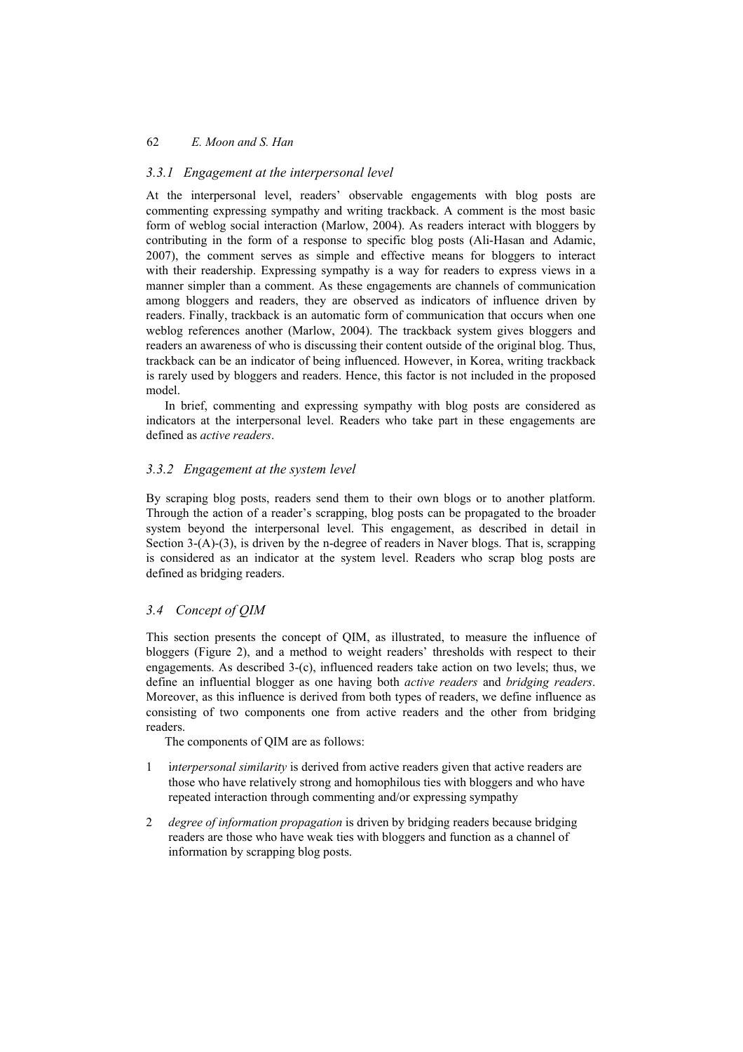### 3.3.1 Engagement at the interpersonal level

At the interpersonal level, readers' observable engagements with blog posts are commenting expressing sympathy and writing trackback. A comment is the most basic form of weblog social interaction (Marlow, 2004). As readers interact with bloggers by contributing in the form of a response to specific blog posts (Ali-Hasan and Adamic, 2007), the comment serves as simple and effective means for bloggers to interact with their readership. Expressing sympathy is a way for readers to express views in a manner simpler than a comment. As these engagements are channels of communication among bloggers and readers, they are observed as indicators of influence driven by readers. Finally, trackback is an automatic form of communication that occurs when one weblog references another (Marlow, 2004). The trackback system gives bloggers and readers an awareness of who is discussing their content outside of the original blog. Thus, trackback can be an indicator of being influenced. However, in Korea, writing trackback is rarely used by bloggers and readers. Hence, this factor is not included in the proposed model.

In brief, commenting and expressing sympathy with blog posts are considered as indicators at the interpersonal level. Readers who take part in these engagements are defined as *active readers*.

### 3.3.2 Engagement at the system level

By scraping blog posts, readers send them to their own blogs or to another platform. Through the action of a reader's scrapping, blog posts can be propagated to the broader system beyond the interpersonal level. This engagement, as described in detail in Section 3-(A)-(3), is driven by the n-degree of readers in Naver blogs. That is, scrapping is considered as an indicator at the system level. Readers who scrap blog posts are defined as bridging readers.

## 3.4 Concept of QIM

This section presents the concept of QIM, as illustrated, to measure the influence of bloggers (Figure 2), and a method to weight readers' thresholds with respect to their engagements. As described 3-(c), influenced readers take action on two levels; thus, we define an influential blogger as one having both *active readers* and *bridging readers*. Moreover, as this influence is derived from both types of readers, we define influence as consisting of two components one from active readers and the other from bridging readers.

The components of QIM are as follows:

1. i*nterpersonal similarity* is derived from active readers given that active readers are those who have relatively strong and homophilous ties with bloggers and who have repeated interaction through commenting and/or expressing sympathy
2. *degree of information propagation* is driven by bridging readers because bridging readers are those who have weak ties with bloggers and function as a channel of information by scrapping blog posts.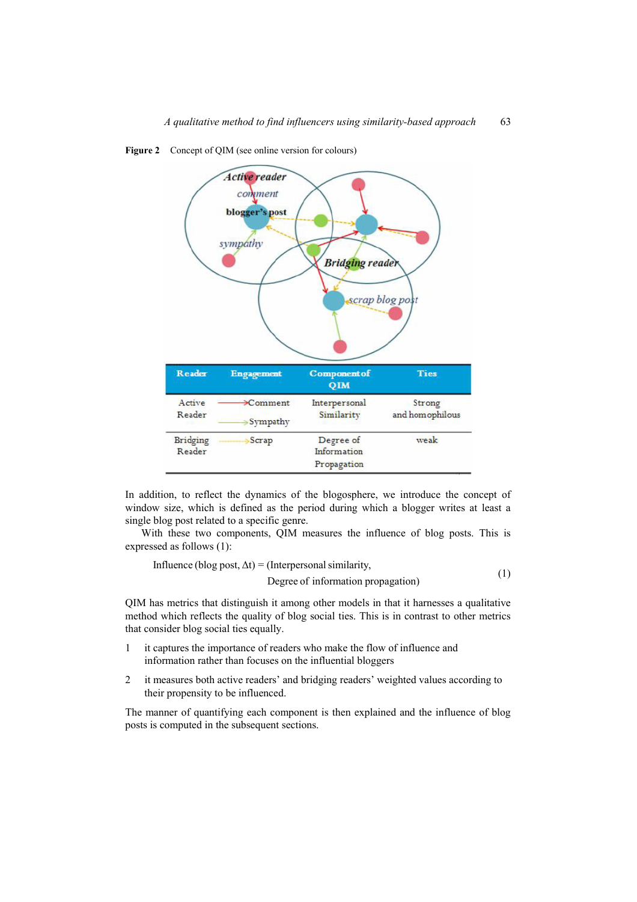**Figure 2** Concept of QIM (see online version for colours)

Active reader

comment

blogger's post

sympathy

Bridging reader

scrap blog post

| Reader | Engagement | Component of QIM | Ties |
|---|---|---|---|
| Active Reader | Comment<br>Sympathy | Interpersonal Similarity | Strong and homophilous |
| Bridging Reader | Scrap | Degree of Information Propagation | weak |

In addition, to reflect the dynamics of the blogosphere, we introduce the concept of window size, which is defined as the period during which a blogger writes at least a single blog post related to a specific genre.

With these two components, QIM measures the influence of blog posts. This is expressed as follows (1):

$$\text{Influence (blog post, } \Delta t) = \text{(Interpersonal similarity, Degree of information propagation)} \tag{1}$$

QIM has metrics that distinguish it among other models in that it harnesses a qualitative method which reflects the quality of blog social ties. This is in contrast to other metrics that consider blog social ties equally.

1 it captures the importance of readers who make the flow of influence and information rather than focuses on the influential bloggers

2 it measures both active readers' and bridging readers' weighted values according to their propensity to be influenced.

The manner of quantifying each component is then explained and the influence of blog posts is computed in the subsequent sections.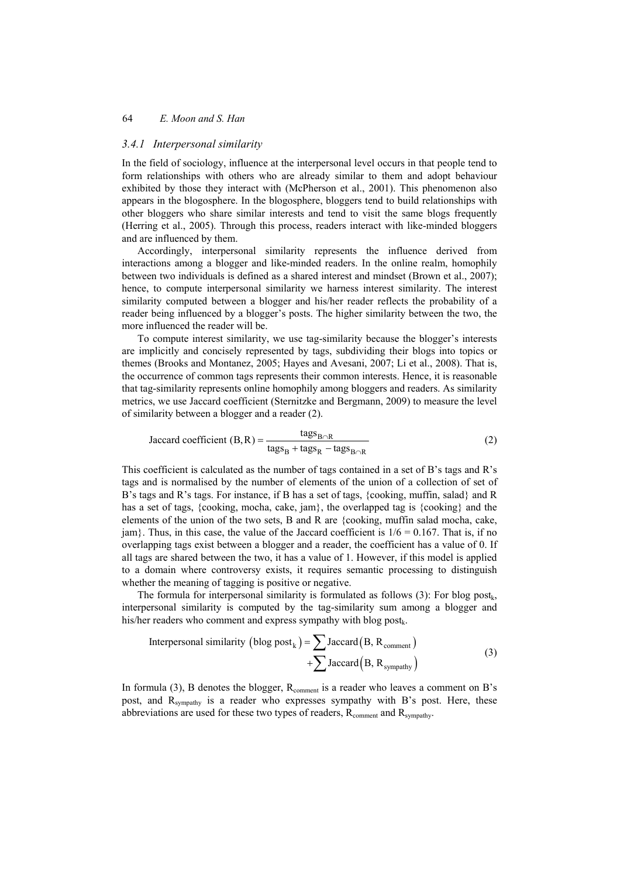### 3.4.1 Interpersonal similarity

In the field of sociology, influence at the interpersonal level occurs in that people tend to form relationships with others who are already similar to them and adopt behaviour exhibited by those they interact with (McPherson et al., 2001). This phenomenon also appears in the blogosphere. In the blogosphere, bloggers tend to build relationships with other bloggers who share similar interests and tend to visit the same blogs frequently (Herring et al., 2005). Through this process, readers interact with like-minded bloggers and are influenced by them.

Accordingly, interpersonal similarity represents the influence derived from interactions among a blogger and like-minded readers. In the online realm, homophily between two individuals is defined as a shared interest and mindset (Brown et al., 2007); hence, to compute interpersonal similarity we harness interest similarity. The interest similarity computed between a blogger and his/her reader reflects the probability of a reader being influenced by a blogger's posts. The higher similarity between the two, the more influenced the reader will be.

To compute interest similarity, we use tag-similarity because the blogger's interests are implicitly and concisely represented by tags, subdividing their blogs into topics or themes (Brooks and Montanez, 2005; Hayes and Avesani, 2007; Li et al., 2008). That is, the occurrence of common tags represents their common interests. Hence, it is reasonable that tag-similarity represents online homophily among bloggers and readers. As similarity metrics, we use Jaccard coefficient (Sternitzke and Bergmann, 2009) to measure the level of similarity between a blogger and a reader (2).

$$\text{Jaccard coefficient }(\text{B}, \text{R}) = \frac{\text{tags}_{\text{B} \cap \text{R}}}{\text{tags}_{\text{B}} + \text{tags}_{\text{R}} - \text{tags}_{\text{B} \cap \text{R}}} \tag{2}$$

This coefficient is calculated as the number of tags contained in a set of B's tags and R's tags and is normalised by the number of elements of the union of a collection of set of B's tags and R's tags. For instance, if B has a set of tags, {cooking, muffin, salad} and R has a set of tags, {cooking, mocha, cake, jam}, the overlapped tag is {cooking} and the elements of the union of the two sets, B and R are {cooking, muffin salad mocha, cake, jam}. Thus, in this case, the value of the Jaccard coefficient is $1/6 = 0.167$. That is, if no overlapping tags exist between a blogger and a reader, the coefficient has a value of 0. If all tags are shared between the two, it has a value of 1. However, if this model is applied to a domain where controversy exists, it requires semantic processing to distinguish whether the meaning of tagging is positive or negative.

The formula for interpersonal similarity is formulated as follows (3): For blog $\text{post}_k$, interpersonal similarity is computed by the tag-similarity sum among a blogger and his/her readers who comment and express sympathy with blog $\text{post}_k$.

$$\begin{aligned}\text{Interpersonal similarity }\left(\text{blog post}_k\right) = &\sum \text{Jaccard}\left(\text{B}, \text{R}_{\text{comment}}\right) \\ &+ \sum \text{Jaccard}\left(\text{B}, \text{R}_{\text{sympathy}}\right)\end{aligned} \tag{3}$$

In formula (3), B denotes the blogger, $\text{R}_{\text{comment}}$ is a reader who leaves a comment on B's post, and $\text{R}_{\text{sympathy}}$ is a reader who expresses sympathy with B's post. Here, these abbreviations are used for these two types of readers, $\text{R}_{\text{comment}}$ and $\text{R}_{\text{sympathy}}$.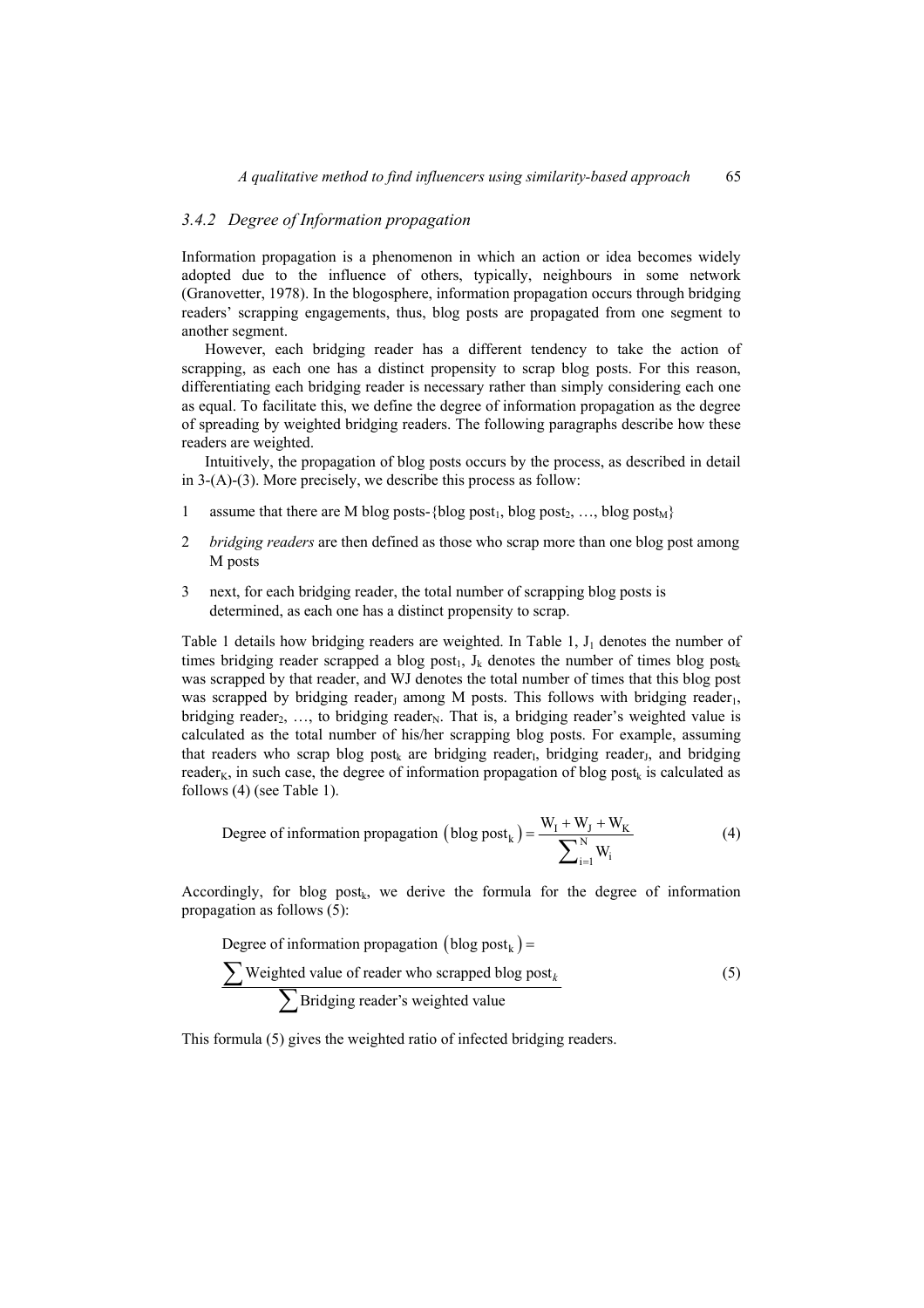### 3.4.2 Degree of Information propagation

Information propagation is a phenomenon in which an action or idea becomes widely adopted due to the influence of others, typically, neighbours in some network (Granovetter, 1978). In the blogosphere, information propagation occurs through bridging readers' scrapping engagements, thus, blog posts are propagated from one segment to another segment.

However, each bridging reader has a different tendency to take the action of scrapping, as each one has a distinct propensity to scrap blog posts. For this reason, differentiating each bridging reader is necessary rather than simply considering each one as equal. To facilitate this, we define the degree of information propagation as the degree of spreading by weighted bridging readers. The following paragraphs describe how these readers are weighted.

Intuitively, the propagation of blog posts occurs by the process, as described in detail in 3-(A)-(3). More precisely, we describe this process as follow:

1. assume that there are M blog posts-{blog post$_1$, blog post$_2$, …, blog post$_M$}
2. *bridging readers* are then defined as those who scrap more than one blog post among M posts
3. next, for each bridging reader, the total number of scrapping blog posts is determined, as each one has a distinct propensity to scrap.

Table 1 details how bridging readers are weighted. In Table 1, $J_1$ denotes the number of times bridging reader scrapped a blog post$_1$, $J_k$ denotes the number of times blog post$_k$ was scrapped by that reader, and WJ denotes the total number of times that this blog post was scrapped by bridging reader$_J$ among M posts. This follows with bridging reader$_1$, bridging reader$_2$, …, to bridging reader$_N$. That is, a bridging reader's weighted value is calculated as the total number of his/her scrapping blog posts. For example, assuming that readers who scrap blog post$_k$ are bridging reader$_I$, bridging reader$_J$, and bridging reader$_K$, in such case, the degree of information propagation of blog post$_k$ is calculated as follows (4) (see Table 1).

$$\text{Degree of information propagation } \left(\text{blog post}_k\right) = \frac{W_I + W_J + W_K}{\sum_{i=1}^{N} W_i} \tag{4}$$

Accordingly, for blog post$_k$, we derive the formula for the degree of information propagation as follows (5):

$$\text{Degree of information propagation } \left(\text{blog post}_k\right) = \frac{\sum \text{Weighted value of reader who scrapped blog post}_k}{\sum \text{Bridging reader's weighted value}} \tag{5}$$

This formula (5) gives the weighted ratio of infected bridging readers.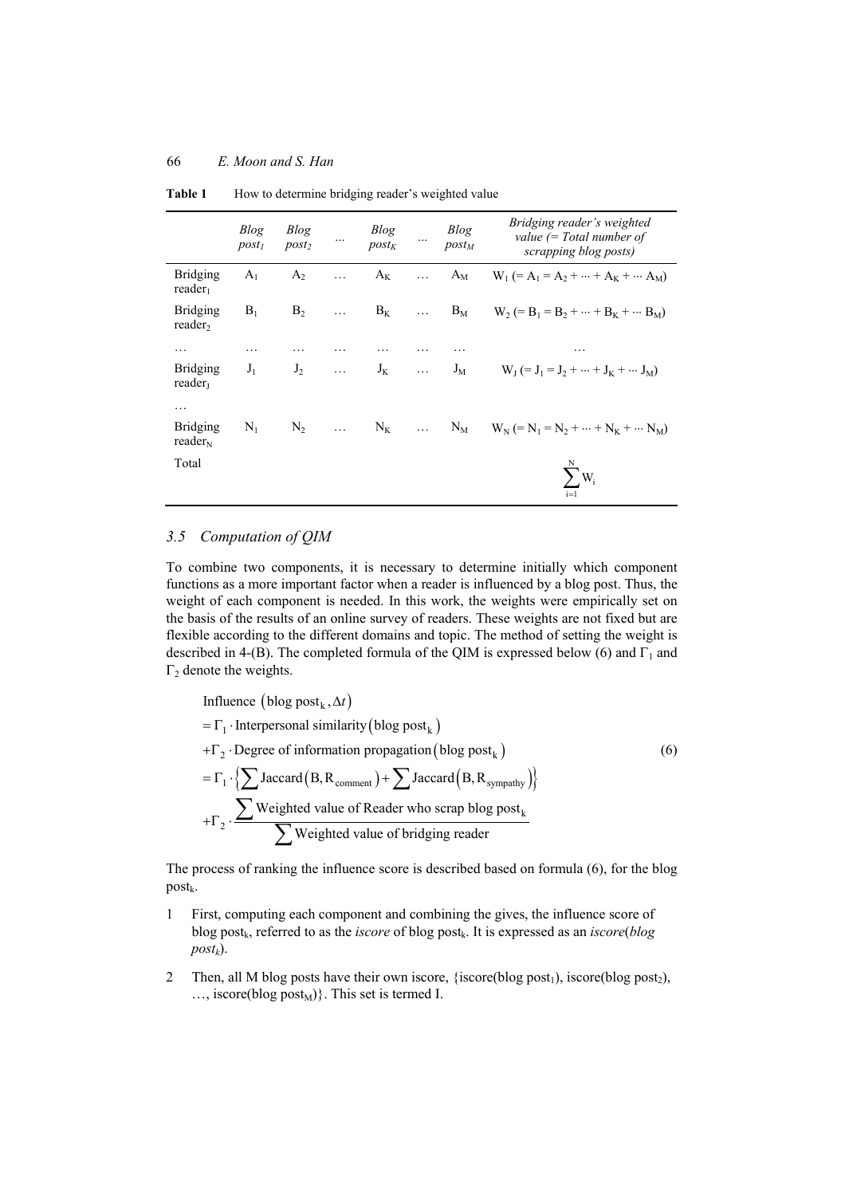**Table 1** How to determine bridging reader's weighted value

| | *Blog post$_1$* | *Blog post$_2$* | … | *Blog post$_K$* | … | *Blog post$_M$* | *Bridging reader's weighted value (= Total number of scrapping blog posts)* |
|---|---|---|---|---|---|---|---|
| Bridging reader$_1$ | $A_1$ | $A_2$ | … | $A_K$ | … | $A_M$ | $W_1$ (= $A_1 = A_2 + \cdots + A_K + \cdots A_M$) |
| Bridging reader$_2$ | $B_1$ | $B_2$ | … | $B_K$ | … | $B_M$ | $W_2$ (= $B_1 = B_2 + \cdots + B_K + \cdots B_M$) |
| … | … | … | … | … | … | … | … |
| Bridging reader$_J$ | $J_1$ | $J_2$ | … | $J_K$ | … | $J_M$ | $W_J$ (= $J_1 = J_2 + \cdots + J_K + \cdots J_M$) |
| … | | | | | | | |
| Bridging reader$_N$ | $N_1$ | $N_2$ | … | $N_K$ | … | $N_M$ | $W_N$ (= $N_1 = N_2 + \cdots + N_K + \cdots N_M$) |
| Total | | | | | | | $\sum_{i=1}^{N} W_i$ |

### 3.5 Computation of QIM

To combine two components, it is necessary to determine initially which component functions as a more important factor when a reader is influenced by a blog post. Thus, the weight of each component is needed. In this work, the weights were empirically set on the basis of the results of an online survey of readers. These weights are not fixed but are flexible according to the different domains and topic. The method of setting the weight is described in 4-(B). The completed formula of the QIM is expressed below (6) and $\Gamma_1$ and $\Gamma_2$ denote the weights.

$$
\begin{aligned}
&\text{Influence}\left(\text{blog post}_k, \Delta t\right) \\
&= \Gamma_1 \cdot \text{Interpersonal similarity}\left(\text{blog post}_k\right) \\
&+ \Gamma_2 \cdot \text{Degree of information propagation}\left(\text{blog post}_k\right) \\
&= \Gamma_1 \cdot \left\{\sum \text{Jaccard}\left(\text{B}, \text{R}_{\text{comment}}\right) + \sum \text{Jaccard}\left(\text{B}, \text{R}_{\text{sympathy}}\right)\right\} \\
&+ \Gamma_2 \cdot \frac{\sum \text{Weighted value of Reader who scrap blog post}_k}{\sum \text{Weighted value of bridging reader}}
\end{aligned} \tag{6}
$$

The process of ranking the influence score is described based on formula (6), for the blog post$_k$.

1. First, computing each component and combining the gives, the influence score of blog post$_k$, referred to as the *iscore* of blog post$_k$. It is expressed as an *iscore*(*blog post$_k$*).
2. Then, all M blog posts have their own iscore, {iscore(blog post$_1$), iscore(blog post$_2$), …, iscore(blog post$_M$)}. This set is termed I.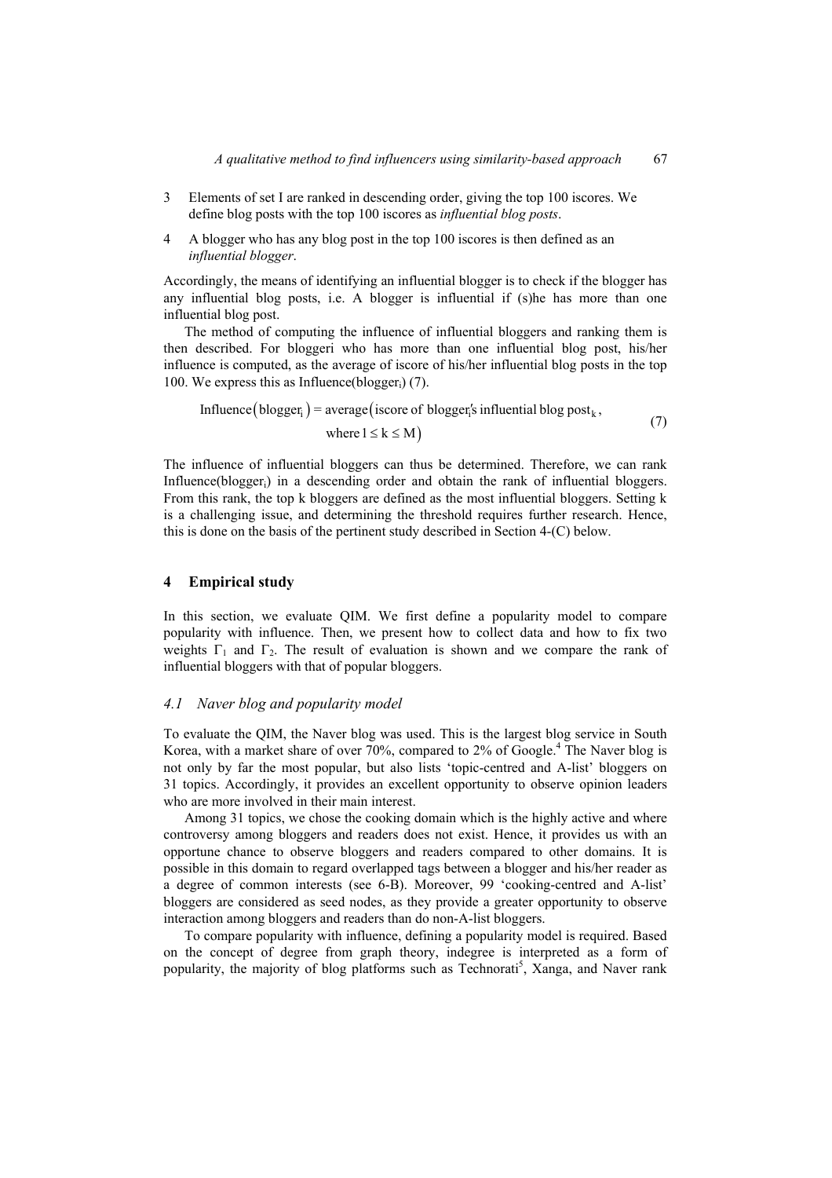3. Elements of set I are ranked in descending order, giving the top 100 iscores. We define blog posts with the top 100 iscores as *influential blog posts*.
4. A blogger who has any blog post in the top 100 iscores is then defined as an *influential blogger*.

Accordingly, the means of identifying an influential blogger is to check if the blogger has any influential blog posts, i.e. A blogger is influential if (s)he has more than one influential blog post.

The method of computing the influence of influential bloggers and ranking them is then described. For bloggeri who has more than one influential blog post, his/her influence is computed, as the average of iscore of his/her influential blog posts in the top 100. We express this as Influence($\text{blogger}_i$) (7).

$$\text{Influence}(\text{blogger}_i) = \text{average}\big(\text{iscore of blogger}_i'\text{s influential blog post}_k, \\ \text{where } 1 \le k \le M\big) \tag{7}$$

The influence of influential bloggers can thus be determined. Therefore, we can rank Influence($\text{blogger}_i$) in a descending order and obtain the rank of influential bloggers. From this rank, the top k bloggers are defined as the most influential bloggers. Setting k is a challenging issue, and determining the threshold requires further research. Hence, this is done on the basis of the pertinent study described in Section 4-(C) below.

## 4 Empirical study

In this section, we evaluate QIM. We first define a popularity model to compare popularity with influence. Then, we present how to collect data and how to fix two weights $\Gamma_1$ and $\Gamma_2$. The result of evaluation is shown and we compare the rank of influential bloggers with that of popular bloggers.

### 4.1 Naver blog and popularity model

To evaluate the QIM, the Naver blog was used. This is the largest blog service in South Korea, with a market share of over 70%, compared to 2% of Google.[4] The Naver blog is not only by far the most popular, but also lists 'topic-centred and A-list' bloggers on 31 topics. Accordingly, it provides an excellent opportunity to observe opinion leaders who are more involved in their main interest.

Among 31 topics, we chose the cooking domain which is the highly active and where controversy among bloggers and readers does not exist. Hence, it provides us with an opportune chance to observe bloggers and readers compared to other domains. It is possible in this domain to regard overlapped tags between a blogger and his/her reader as a degree of common interests (see 6-B). Moreover, 99 'cooking-centred and A-list' bloggers are considered as seed nodes, as they provide a greater opportunity to observe interaction among bloggers and readers than do non-A-list bloggers.

To compare popularity with influence, defining a popularity model is required. Based on the concept of degree from graph theory, indegree is interpreted as a form of popularity, the majority of blog platforms such as Technorati[5], Xanga, and Naver rank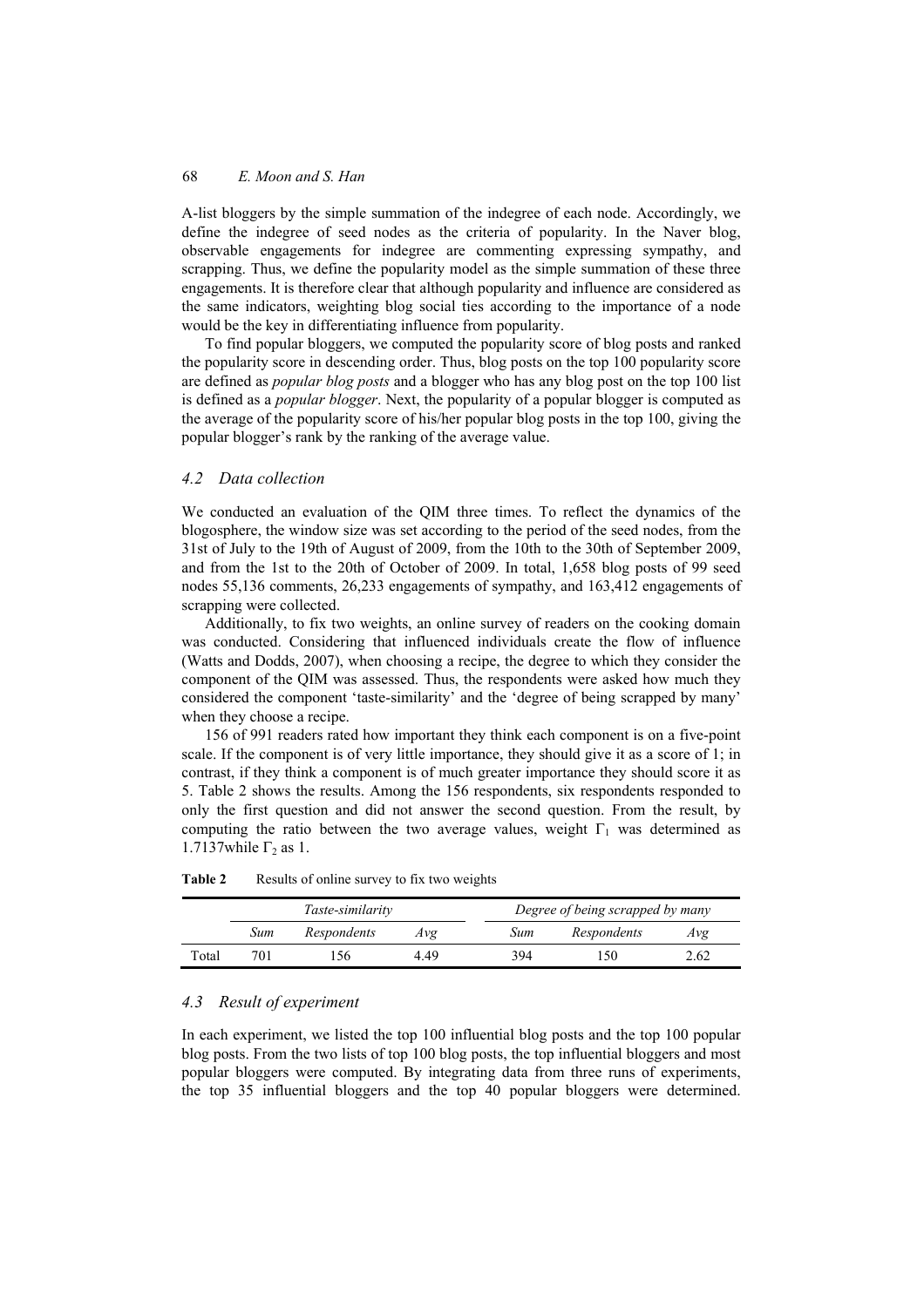A-list bloggers by the simple summation of the indegree of each node. Accordingly, we define the indegree of seed nodes as the criteria of popularity. In the Naver blog, observable engagements for indegree are commenting expressing sympathy, and scrapping. Thus, we define the popularity model as the simple summation of these three engagements. It is therefore clear that although popularity and influence are considered as the same indicators, weighting blog social ties according to the importance of a node would be the key in differentiating influence from popularity.

To find popular bloggers, we computed the popularity score of blog posts and ranked the popularity score in descending order. Thus, blog posts on the top 100 popularity score are defined as *popular blog posts* and a blogger who has any blog post on the top 100 list is defined as a *popular blogger*. Next, the popularity of a popular blogger is computed as the average of the popularity score of his/her popular blog posts in the top 100, giving the popular blogger's rank by the ranking of the average value.

### 4.2 Data collection

We conducted an evaluation of the QIM three times. To reflect the dynamics of the blogosphere, the window size was set according to the period of the seed nodes, from the 31st of July to the 19th of August of 2009, from the 10th to the 30th of September 2009, and from the 1st to the 20th of October of 2009. In total, 1,658 blog posts of 99 seed nodes 55,136 comments, 26,233 engagements of sympathy, and 163,412 engagements of scrapping were collected.

Additionally, to fix two weights, an online survey of readers on the cooking domain was conducted. Considering that influenced individuals create the flow of influence (Watts and Dodds, 2007), when choosing a recipe, the degree to which they consider the component of the QIM was assessed. Thus, the respondents were asked how much they considered the component 'taste-similarity' and the 'degree of being scrapped by many' when they choose a recipe.

156 of 991 readers rated how important they think each component is on a five-point scale. If the component is of very little importance, they should give it as a score of 1; in contrast, if they think a component is of much greater importance they should score it as 5. Table 2 shows the results. Among the 156 respondents, six respondents responded to only the first question and did not answer the second question. From the result, by computing the ratio between the two average values, weight $\Gamma_1$ was determined as 1.7137while $\Gamma_2$ as 1.

**Table 2** Results of online survey to fix two weights

| | *Taste-similarity* | | | *Degree of being scrapped by many* | | |
|---|---|---|---|---|---|---|
| | *Sum* | *Respondents* | *Avg* | *Sum* | *Respondents* | *Avg* |
| Total | 701 | 156 | 4.49 | 394 | 150 | 2.62 |

### 4.3 Result of experiment

In each experiment, we listed the top 100 influential blog posts and the top 100 popular blog posts. From the two lists of top 100 blog posts, the top influential bloggers and most popular bloggers were computed. By integrating data from three runs of experiments, the top 35 influential bloggers and the top 40 popular bloggers were determined.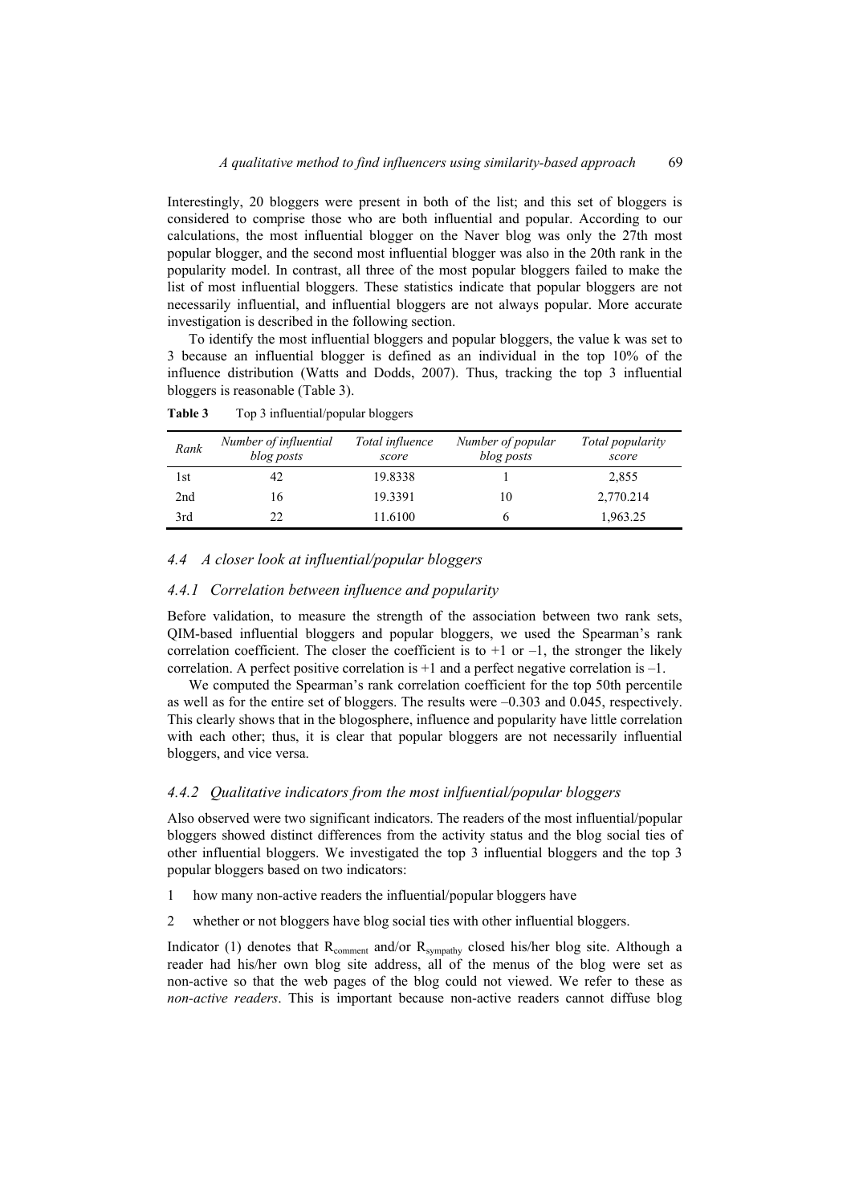Interestingly, 20 bloggers were present in both of the list; and this set of bloggers is considered to comprise those who are both influential and popular. According to our calculations, the most influential blogger on the Naver blog was only the 27th most popular blogger, and the second most influential blogger was also in the 20th rank in the popularity model. In contrast, all three of the most popular bloggers failed to make the list of most influential bloggers. These statistics indicate that popular bloggers are not necessarily influential, and influential bloggers are not always popular. More accurate investigation is described in the following section.

To identify the most influential bloggers and popular bloggers, the value k was set to 3 because an influential blogger is defined as an individual in the top 10% of the influence distribution (Watts and Dodds, 2007). Thus, tracking the top 3 influential bloggers is reasonable (Table 3).

**Table 3** Top 3 influential/popular bloggers

| *Rank* | *Number of influential blog posts* | *Total influence score* | *Number of popular blog posts* | *Total popularity score* |
|---|---|---|---|---|
| 1st | 42 | 19.8338 | 1 | 2,855 |
| 2nd | 16 | 19.3391 | 10 | 2,770.214 |
| 3rd | 22 | 11.6100 | 6 | 1,963.25 |

### *4.4 A closer look at influential/popular bloggers*

#### *4.4.1 Correlation between influence and popularity*

Before validation, to measure the strength of the association between two rank sets, QIM-based influential bloggers and popular bloggers, we used the Spearman's rank correlation coefficient. The closer the coefficient is to +1 or –1, the stronger the likely correlation. A perfect positive correlation is +1 and a perfect negative correlation is –1.

We computed the Spearman's rank correlation coefficient for the top 50th percentile as well as for the entire set of bloggers. The results were –0.303 and 0.045, respectively. This clearly shows that in the blogosphere, influence and popularity have little correlation with each other; thus, it is clear that popular bloggers are not necessarily influential bloggers, and vice versa.

#### *4.4.2 Qualitative indicators from the most inlfuential/popular bloggers*

Also observed were two significant indicators. The readers of the most influential/popular bloggers showed distinct differences from the activity status and the blog social ties of other influential bloggers. We investigated the top 3 influential bloggers and the top 3 popular bloggers based on two indicators:

1. how many non-active readers the influential/popular bloggers have
2. whether or not bloggers have blog social ties with other influential bloggers.

Indicator (1) denotes that $R_{comment}$ and/or $R_{sympathy}$ closed his/her blog site. Although a reader had his/her own blog site address, all of the menus of the blog were set as non-active so that the web pages of the blog could not viewed. We refer to these as *non-active readers*. This is important because non-active readers cannot diffuse blog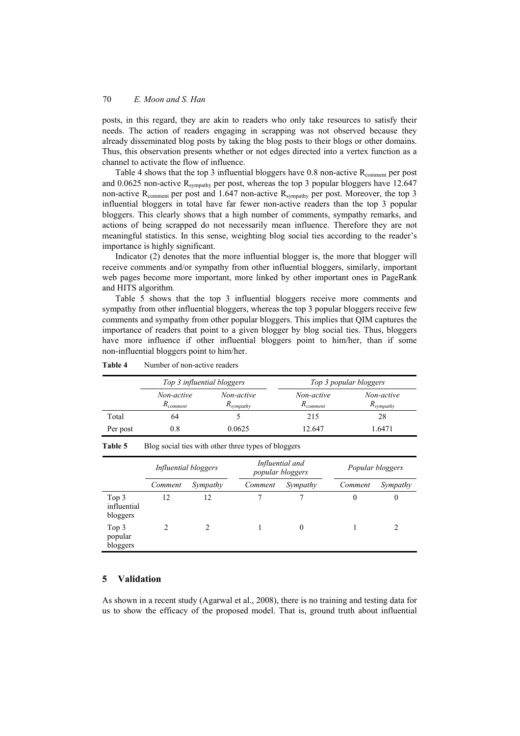posts, in this regard, they are akin to readers who only take resources to satisfy their needs. The action of readers engaging in scrapping was not observed because they already disseminated blog posts by taking the blog posts to their blogs or other domains. Thus, this observation presents whether or not edges directed into a vertex function as a channel to activate the flow of influence.

Table 4 shows that the top 3 influential bloggers have 0.8 non-active $R_{comment}$ per post and 0.0625 non-active $R_{sympathy}$ per post, whereas the top 3 popular bloggers have 12.647 non-active $R_{comment}$ per post and 1.647 non-active $R_{sympathy}$ per post. Moreover, the top 3 influential bloggers in total have far fewer non-active readers than the top 3 popular bloggers. This clearly shows that a high number of comments, sympathy remarks, and actions of being scrapped do not necessarily mean influence. Therefore they are not meaningful statistics. In this sense, weighting blog social ties according to the reader's importance is highly significant.

Indicator (2) denotes that the more influential blogger is, the more that blogger will receive comments and/or sympathy from other influential bloggers, similarly, important web pages become more important, more linked by other important ones in PageRank and HITS algorithm.

Table 5 shows that the top 3 influential bloggers receive more comments and sympathy from other influential bloggers, whereas the top 3 popular bloggers receive few comments and sympathy from other popular bloggers. This implies that QIM captures the importance of readers that point to a given blogger by blog social ties. Thus, bloggers have more influence if other influential bloggers point to him/her, than if some non-influential bloggers point to him/her.

**Table 4** Number of non-active readers

| | *Top 3 influential bloggers* | | *Top 3 popular bloggers* | |
|---|---|---|---|---|
| | *Non-active $R_{comment}$* | *Non-active $R_{sympathy}$* | *Non-active $R_{comment}$* | *Non-active $R_{sympathy}$* |
| Total | 64 | 5 | 215 | 28 |
| Per post | 0.8 | 0.0625 | 12.647 | 1.6471 |

**Table 5** Blog social ties with other three types of bloggers

| | *Influential bloggers* | | *Influential and popular bloggers* | | *Popular bloggers* | |
|---|---|---|---|---|---|---|
| | *Comment* | *Sympathy* | *Comment* | *Sympathy* | *Comment* | *Sympathy* |
| Top 3 influential bloggers | 12 | 12 | 7 | 7 | 0 | 0 |
| Top 3 popular bloggers | 2 | 2 | 1 | 0 | 1 | 2 |

## 5 Validation

As shown in a recent study (Agarwal et al., 2008), there is no training and testing data for us to show the efficacy of the proposed model. That is, ground truth about influential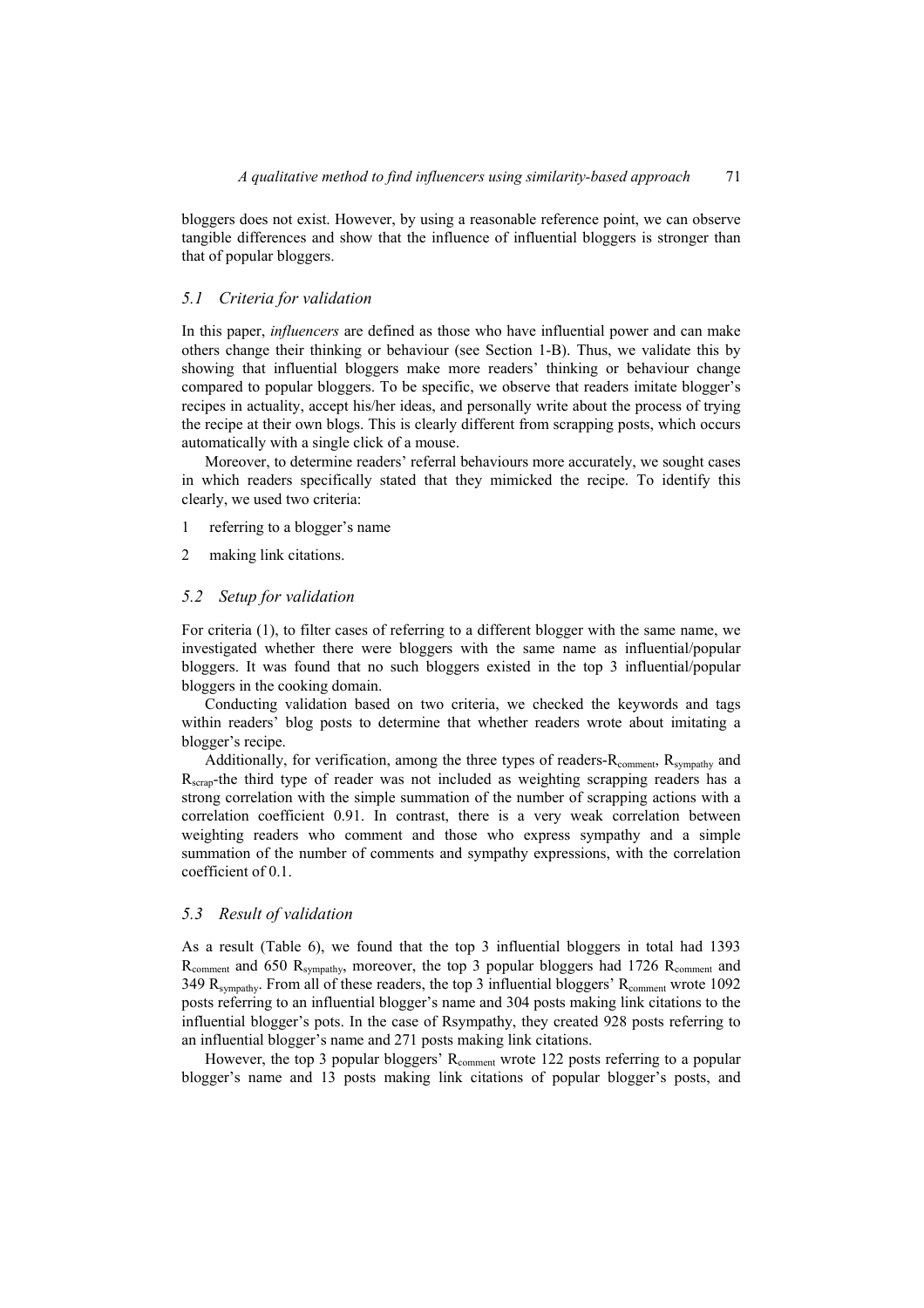bloggers does not exist. However, by using a reasonable reference point, we can observe tangible differences and show that the influence of influential bloggers is stronger than that of popular bloggers.

### *5.1 Criteria for validation*

In this paper, *influencers* are defined as those who have influential power and can make others change their thinking or behaviour (see Section 1-B). Thus, we validate this by showing that influential bloggers make more readers' thinking or behaviour change compared to popular bloggers. To be specific, we observe that readers imitate blogger's recipes in actuality, accept his/her ideas, and personally write about the process of trying the recipe at their own blogs. This is clearly different from scrapping posts, which occurs automatically with a single click of a mouse.

Moreover, to determine readers' referral behaviours more accurately, we sought cases in which readers specifically stated that they mimicked the recipe. To identify this clearly, we used two criteria:

1. referring to a blogger's name
2. making link citations.

### *5.2 Setup for validation*

For criteria (1), to filter cases of referring to a different blogger with the same name, we investigated whether there were bloggers with the same name as influential/popular bloggers. It was found that no such bloggers existed in the top 3 influential/popular bloggers in the cooking domain.

Conducting validation based on two criteria, we checked the keywords and tags within readers' blog posts to determine that whether readers wrote about imitating a blogger's recipe.

Additionally, for verification, among the three types of readers-$R_{comment}$, $R_{sympathy}$ and $R_{scrap}$-the third type of reader was not included as weighting scrapping readers has a strong correlation with the simple summation of the number of scrapping actions with a correlation coefficient 0.91. In contrast, there is a very weak correlation between weighting readers who comment and those who express sympathy and a simple summation of the number of comments and sympathy expressions, with the correlation coefficient of 0.1.

### *5.3 Result of validation*

As a result (Table 6), we found that the top 3 influential bloggers in total had 1393 $R_{comment}$ and 650 $R_{sympathy}$, moreover, the top 3 popular bloggers had 1726 $R_{comment}$ and 349 $R_{sympathy}$. From all of these readers, the top 3 influential bloggers' $R_{comment}$ wrote 1092 posts referring to an influential blogger's name and 304 posts making link citations to the influential blogger's pots. In the case of Rsympathy, they created 928 posts referring to an influential blogger's name and 271 posts making link citations.

However, the top 3 popular bloggers' $R_{comment}$ wrote 122 posts referring to a popular blogger's name and 13 posts making link citations of popular blogger's posts, and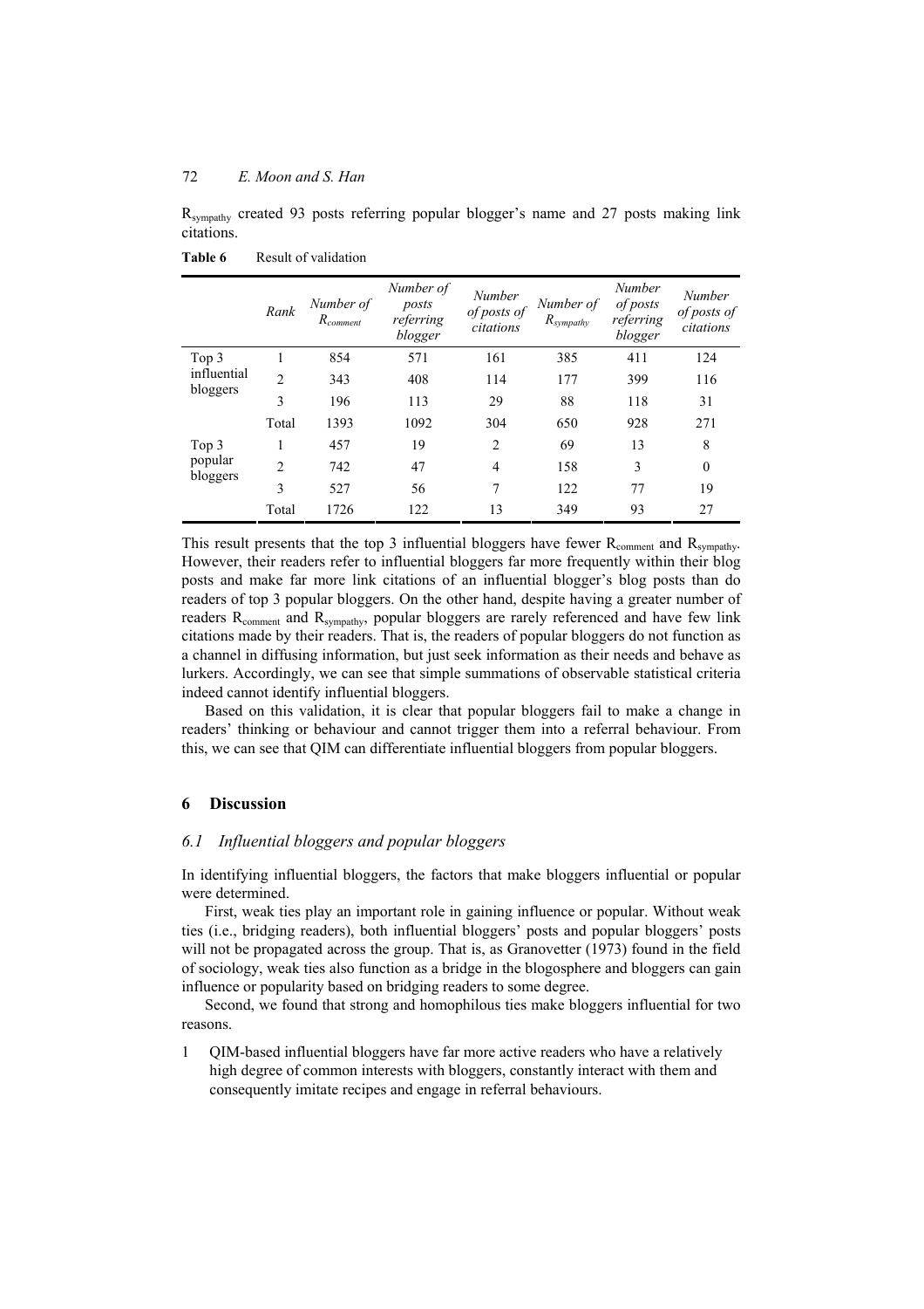$R_{sympathy}$ created 93 posts referring popular blogger's name and 27 posts making link citations.

**Table 6** Result of validation

| | Rank | Number of $R_{comment}$ | Number of posts referring blogger | Number of posts of citations | Number of $R_{sympathy}$ | Number of posts referring blogger | Number of posts of citations |
|---|---|---|---|---|---|---|---|
| Top 3 influential bloggers | 1 | 854 | 571 | 161 | 385 | 411 | 124 |
| | 2 | 343 | 408 | 114 | 177 | 399 | 116 |
| | 3 | 196 | 113 | 29 | 88 | 118 | 31 |
| | Total | 1393 | 1092 | 304 | 650 | 928 | 271 |
| Top 3 popular bloggers | 1 | 457 | 19 | 2 | 69 | 13 | 8 |
| | 2 | 742 | 47 | 4 | 158 | 3 | 0 |
| | 3 | 527 | 56 | 7 | 122 | 77 | 19 |
| | Total | 1726 | 122 | 13 | 349 | 93 | 27 |

This result presents that the top 3 influential bloggers have fewer $R_{comment}$ and $R_{sympathy}$. However, their readers refer to influential bloggers far more frequently within their blog posts and make far more link citations of an influential blogger's blog posts than do readers of top 3 popular bloggers. On the other hand, despite having a greater number of readers $R_{comment}$ and $R_{sympathy}$, popular bloggers are rarely referenced and have few link citations made by their readers. That is, the readers of popular bloggers do not function as a channel in diffusing information, but just seek information as their needs and behave as lurkers. Accordingly, we can see that simple summations of observable statistical criteria indeed cannot identify influential bloggers.

Based on this validation, it is clear that popular bloggers fail to make a change in readers' thinking or behaviour and cannot trigger them into a referral behaviour. From this, we can see that QIM can differentiate influential bloggers from popular bloggers.

## 6 Discussion

### *6.1 Influential bloggers and popular bloggers*

In identifying influential bloggers, the factors that make bloggers influential or popular were determined.

First, weak ties play an important role in gaining influence or popular. Without weak ties (i.e., bridging readers), both influential bloggers' posts and popular bloggers' posts will not be propagated across the group. That is, as Granovetter (1973) found in the field of sociology, weak ties also function as a bridge in the blogosphere and bloggers can gain influence or popularity based on bridging readers to some degree.

Second, we found that strong and homophilous ties make bloggers influential for two reasons.

1 QIM-based influential bloggers have far more active readers who have a relatively high degree of common interests with bloggers, constantly interact with them and consequently imitate recipes and engage in referral behaviours.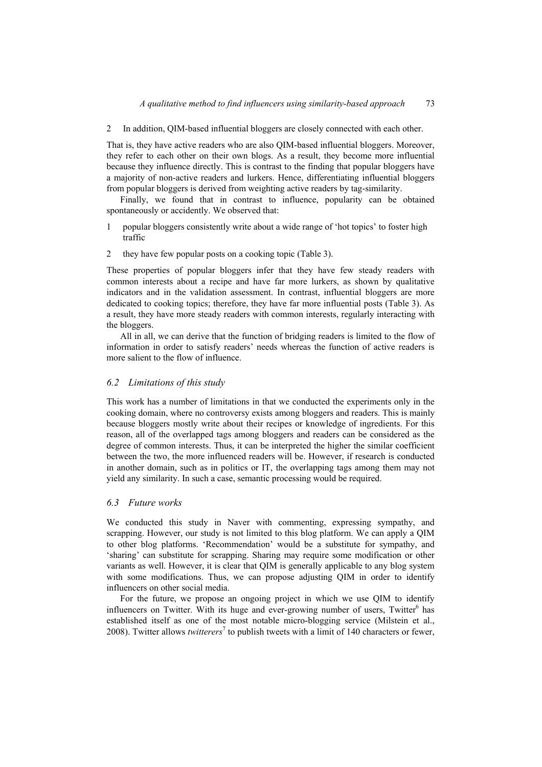2 In addition, QIM-based influential bloggers are closely connected with each other.

That is, they have active readers who are also QIM-based influential bloggers. Moreover, they refer to each other on their own blogs. As a result, they become more influential because they influence directly. This is contrast to the finding that popular bloggers have a majority of non-active readers and lurkers. Hence, differentiating influential bloggers from popular bloggers is derived from weighting active readers by tag-similarity.

Finally, we found that in contrast to influence, popularity can be obtained spontaneously or accidently. We observed that:

1 popular bloggers consistently write about a wide range of 'hot topics' to foster high traffic

2 they have few popular posts on a cooking topic (Table 3).

These properties of popular bloggers infer that they have few steady readers with common interests about a recipe and have far more lurkers, as shown by qualitative indicators and in the validation assessment. In contrast, influential bloggers are more dedicated to cooking topics; therefore, they have far more influential posts (Table 3). As a result, they have more steady readers with common interests, regularly interacting with the bloggers.

All in all, we can derive that the function of bridging readers is limited to the flow of information in order to satisfy readers' needs whereas the function of active readers is more salient to the flow of influence.

### *6.2 Limitations of this study*

This work has a number of limitations in that we conducted the experiments only in the cooking domain, where no controversy exists among bloggers and readers. This is mainly because bloggers mostly write about their recipes or knowledge of ingredients. For this reason, all of the overlapped tags among bloggers and readers can be considered as the degree of common interests. Thus, it can be interpreted the higher the similar coefficient between the two, the more influenced readers will be. However, if research is conducted in another domain, such as in politics or IT, the overlapping tags among them may not yield any similarity. In such a case, semantic processing would be required.

### *6.3 Future works*

We conducted this study in Naver with commenting, expressing sympathy, and scrapping. However, our study is not limited to this blog platform. We can apply a QIM to other blog platforms. 'Recommendation' would be a substitute for sympathy, and 'sharing' can substitute for scrapping. Sharing may require some modification or other variants as well. However, it is clear that QIM is generally applicable to any blog system with some modifications. Thus, we can propose adjusting QIM in order to identify influencers on other social media.

For the future, we propose an ongoing project in which we use QIM to identify influencers on Twitter. With its huge and ever-growing number of users, Twitter[6] has established itself as one of the most notable micro-blogging service (Milstein et al., 2008). Twitter allows *twitterers*[7] to publish tweets with a limit of 140 characters or fewer,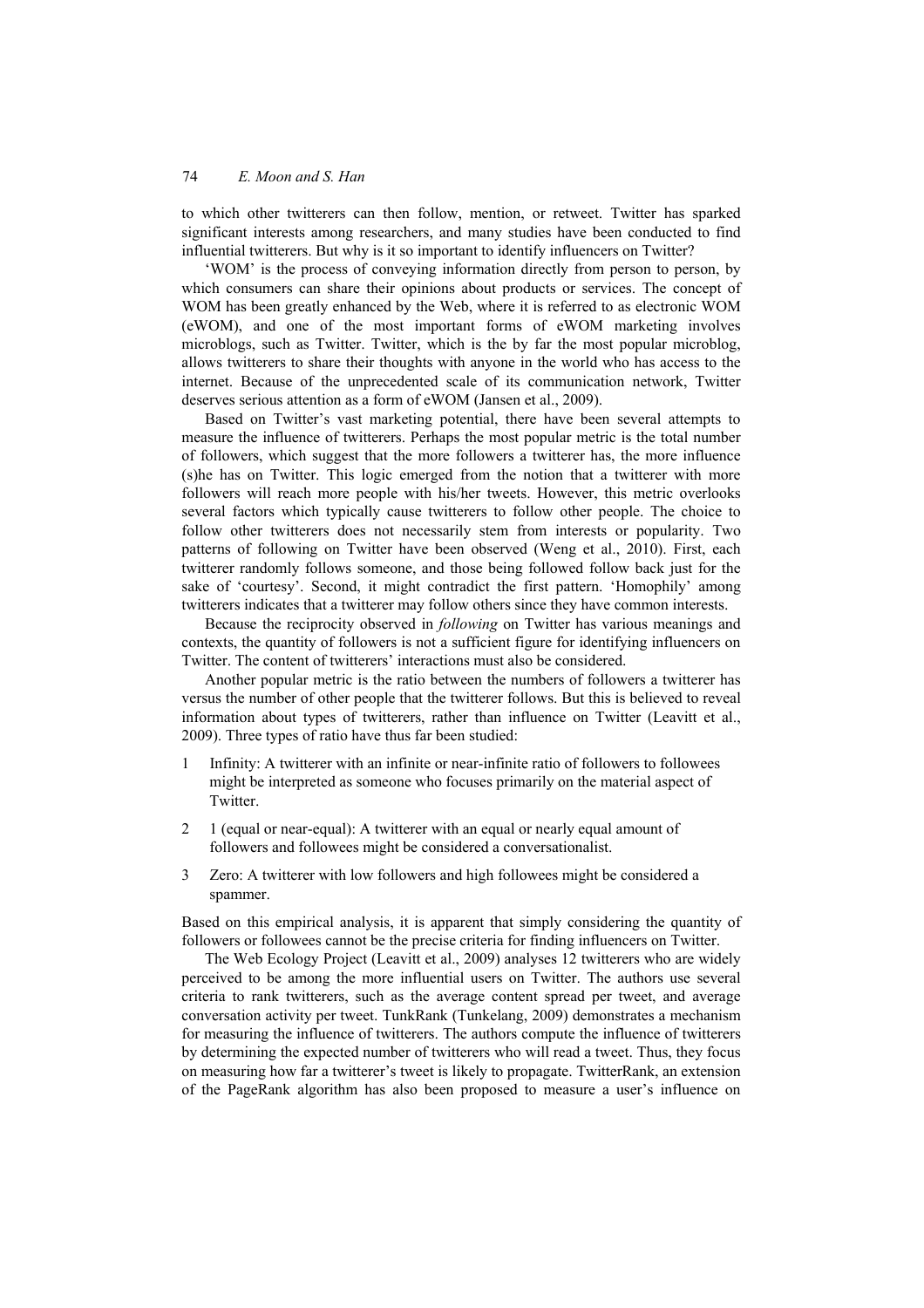to which other twitterers can then follow, mention, or retweet. Twitter has sparked significant interests among researchers, and many studies have been conducted to find influential twitterers. But why is it so important to identify influencers on Twitter?

'WOM' is the process of conveying information directly from person to person, by which consumers can share their opinions about products or services. The concept of WOM has been greatly enhanced by the Web, where it is referred to as electronic WOM (eWOM), and one of the most important forms of eWOM marketing involves microblogs, such as Twitter. Twitter, which is the by far the most popular microblog, allows twitterers to share their thoughts with anyone in the world who has access to the internet. Because of the unprecedented scale of its communication network, Twitter deserves serious attention as a form of eWOM (Jansen et al., 2009).

Based on Twitter's vast marketing potential, there have been several attempts to measure the influence of twitterers. Perhaps the most popular metric is the total number of followers, which suggest that the more followers a twitterer has, the more influence (s)he has on Twitter. This logic emerged from the notion that a twitterer with more followers will reach more people with his/her tweets. However, this metric overlooks several factors which typically cause twitterers to follow other people. The choice to follow other twitterers does not necessarily stem from interests or popularity. Two patterns of following on Twitter have been observed (Weng et al., 2010). First, each twitterer randomly follows someone, and those being followed follow back just for the sake of 'courtesy'. Second, it might contradict the first pattern. 'Homophily' among twitterers indicates that a twitterer may follow others since they have common interests.

Because the reciprocity observed in *following* on Twitter has various meanings and contexts, the quantity of followers is not a sufficient figure for identifying influencers on Twitter. The content of twitterers' interactions must also be considered.

Another popular metric is the ratio between the numbers of followers a twitterer has versus the number of other people that the twitterer follows. But this is believed to reveal information about types of twitterers, rather than influence on Twitter (Leavitt et al., 2009). Three types of ratio have thus far been studied:

1. Infinity: A twitterer with an infinite or near-infinite ratio of followers to followees might be interpreted as someone who focuses primarily on the material aspect of Twitter.
2. 1 (equal or near-equal): A twitterer with an equal or nearly equal amount of followers and followees might be considered a conversationalist.
3. Zero: A twitterer with low followers and high followees might be considered a spammer.

Based on this empirical analysis, it is apparent that simply considering the quantity of followers or followees cannot be the precise criteria for finding influencers on Twitter.

The Web Ecology Project (Leavitt et al., 2009) analyses 12 twitterers who are widely perceived to be among the more influential users on Twitter. The authors use several criteria to rank twitterers, such as the average content spread per tweet, and average conversation activity per tweet. TunkRank (Tunkelang, 2009) demonstrates a mechanism for measuring the influence of twitterers. The authors compute the influence of twitterers by determining the expected number of twitterers who will read a tweet. Thus, they focus on measuring how far a twitterer's tweet is likely to propagate. TwitterRank, an extension of the PageRank algorithm has also been proposed to measure a user's influence on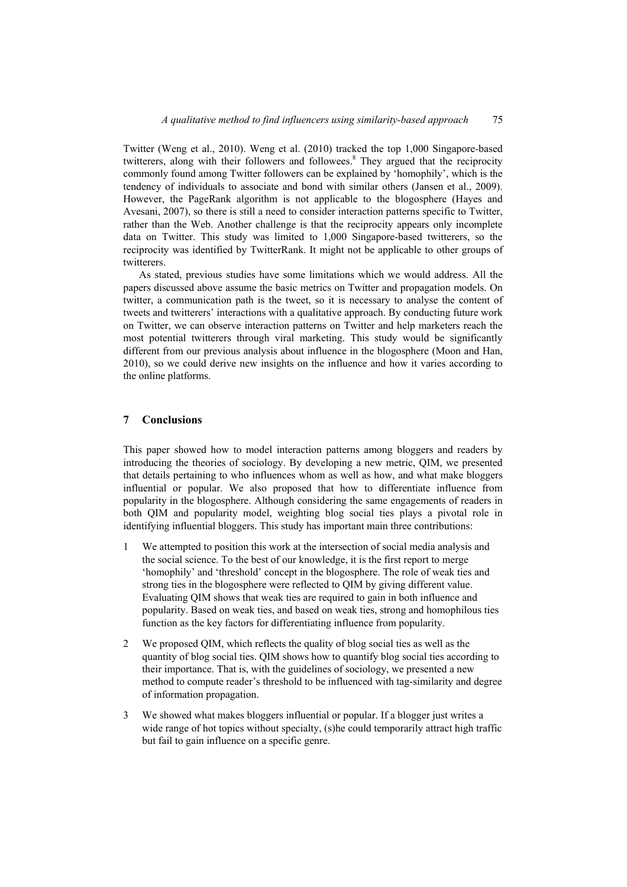Twitter (Weng et al., 2010). Weng et al. (2010) tracked the top 1,000 Singapore-based twitterers, along with their followers and followees.[8] They argued that the reciprocity commonly found among Twitter followers can be explained by 'homophily', which is the tendency of individuals to associate and bond with similar others (Jansen et al., 2009). However, the PageRank algorithm is not applicable to the blogosphere (Hayes and Avesani, 2007), so there is still a need to consider interaction patterns specific to Twitter, rather than the Web. Another challenge is that the reciprocity appears only incomplete data on Twitter. This study was limited to 1,000 Singapore-based twitterers, so the reciprocity was identified by TwitterRank. It might not be applicable to other groups of twitterers.

As stated, previous studies have some limitations which we would address. All the papers discussed above assume the basic metrics on Twitter and propagation models. On twitter, a communication path is the tweet, so it is necessary to analyse the content of tweets and twitterers' interactions with a qualitative approach. By conducting future work on Twitter, we can observe interaction patterns on Twitter and help marketers reach the most potential twitterers through viral marketing. This study would be significantly different from our previous analysis about influence in the blogosphere (Moon and Han, 2010), so we could derive new insights on the influence and how it varies according to the online platforms.

## 7 Conclusions

This paper showed how to model interaction patterns among bloggers and readers by introducing the theories of sociology. By developing a new metric, QIM, we presented that details pertaining to who influences whom as well as how, and what make bloggers influential or popular. We also proposed that how to differentiate influence from popularity in the blogosphere. Although considering the same engagements of readers in both QIM and popularity model, weighting blog social ties plays a pivotal role in identifying influential bloggers. This study has important main three contributions:

1. We attempted to position this work at the intersection of social media analysis and the social science. To the best of our knowledge, it is the first report to merge 'homophily' and 'threshold' concept in the blogosphere. The role of weak ties and strong ties in the blogosphere were reflected to QIM by giving different value. Evaluating QIM shows that weak ties are required to gain in both influence and popularity. Based on weak ties, and based on weak ties, strong and homophilous ties function as the key factors for differentiating influence from popularity.
2. We proposed QIM, which reflects the quality of blog social ties as well as the quantity of blog social ties. QIM shows how to quantify blog social ties according to their importance. That is, with the guidelines of sociology, we presented a new method to compute reader's threshold to be influenced with tag-similarity and degree of information propagation.
3. We showed what makes bloggers influential or popular. If a blogger just writes a wide range of hot topics without specialty, (s)he could temporarily attract high traffic but fail to gain influence on a specific genre.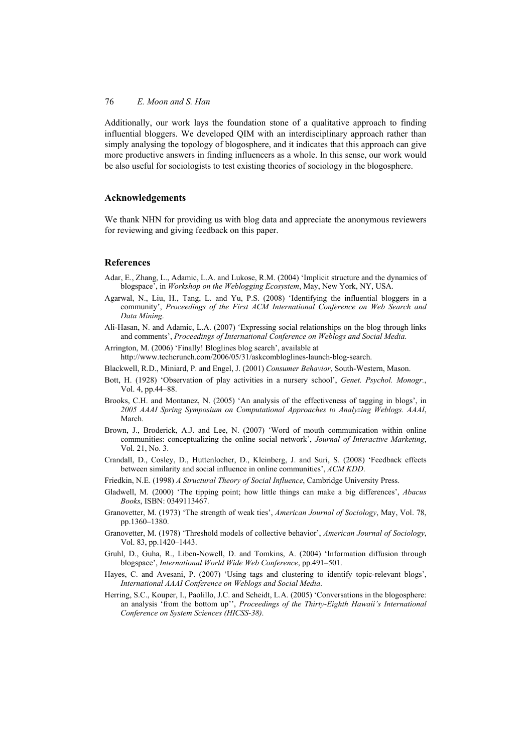Additionally, our work lays the foundation stone of a qualitative approach to finding influential bloggers. We developed QIM with an interdisciplinary approach rather than simply analysing the topology of blogosphere, and it indicates that this approach can give more productive answers in finding influencers as a whole. In this sense, our work would be also useful for sociologists to test existing theories of sociology in the blogosphere.

## Acknowledgements

We thank NHN for providing us with blog data and appreciate the anonymous reviewers for reviewing and giving feedback on this paper.

## References

Adar, E., Zhang, L., Adamic, L.A. and Lukose, R.M. (2004) 'Implicit structure and the dynamics of blogspace', in *Workshop on the Weblogging Ecosystem*, May, New York, NY, USA.

Agarwal, N., Liu, H., Tang, L. and Yu, P.S. (2008) 'Identifying the influential bloggers in a community', *Proceedings of the First ACM International Conference on Web Search and Data Mining*.

Ali-Hasan, N. and Adamic, L.A. (2007) 'Expressing social relationships on the blog through links and comments', *Proceedings of International Conference on Weblogs and Social Media*.

Arrington, M. (2006) 'Finally! Bloglines blog search', available at http://www.techcrunch.com/2006/05/31/askcombloglines-launch-blog-search.

Blackwell, R.D., Miniard, P. and Engel, J. (2001) *Consumer Behavior*, South-Western, Mason.

Bott, H. (1928) 'Observation of play activities in a nursery school', *Genet. Psychol. Monogr.*, Vol. 4, pp.44–88.

Brooks, C.H. and Montanez, N. (2005) 'An analysis of the effectiveness of tagging in blogs', in *2005 AAAI Spring Symposium on Computational Approaches to Analyzing Weblogs. AAAI*, March.

Brown, J., Broderick, A.J. and Lee, N. (2007) 'Word of mouth communication within online communities: conceptualizing the online social network', *Journal of Interactive Marketing*, Vol. 21, No. 3.

Crandall, D., Cosley, D., Huttenlocher, D., Kleinberg, J. and Suri, S. (2008) 'Feedback effects between similarity and social influence in online communities', *ACM KDD*.

Friedkin, N.E. (1998) *A Structural Theory of Social Influence*, Cambridge University Press.

Gladwell, M. (2000) 'The tipping point; how little things can make a big differences', *Abacus Books*, ISBN: 0349113467.

Granovetter, M. (1973) 'The strength of weak ties', *American Journal of Sociology*, May, Vol. 78, pp.1360–1380.

Granovetter, M. (1978) 'Threshold models of collective behavior', *American Journal of Sociology*, Vol. 83, pp.1420–1443.

Gruhl, D., Guha, R., Liben-Nowell, D. and Tomkins, A. (2004) 'Information diffusion through blogspace', *International World Wide Web Conference*, pp.491–501.

Hayes, C. and Avesani, P. (2007) 'Using tags and clustering to identify topic-relevant blogs', *International AAAI Conference on Weblogs and Social Media*.

Herring, S.C., Kouper, I., Paolillo, J.C. and Scheidt, L.A. (2005) 'Conversations in the blogosphere: an analysis 'from the bottom up'', *Proceedings of the Thirty-Eighth Hawaii's International Conference on System Sciences (HICSS-38)*.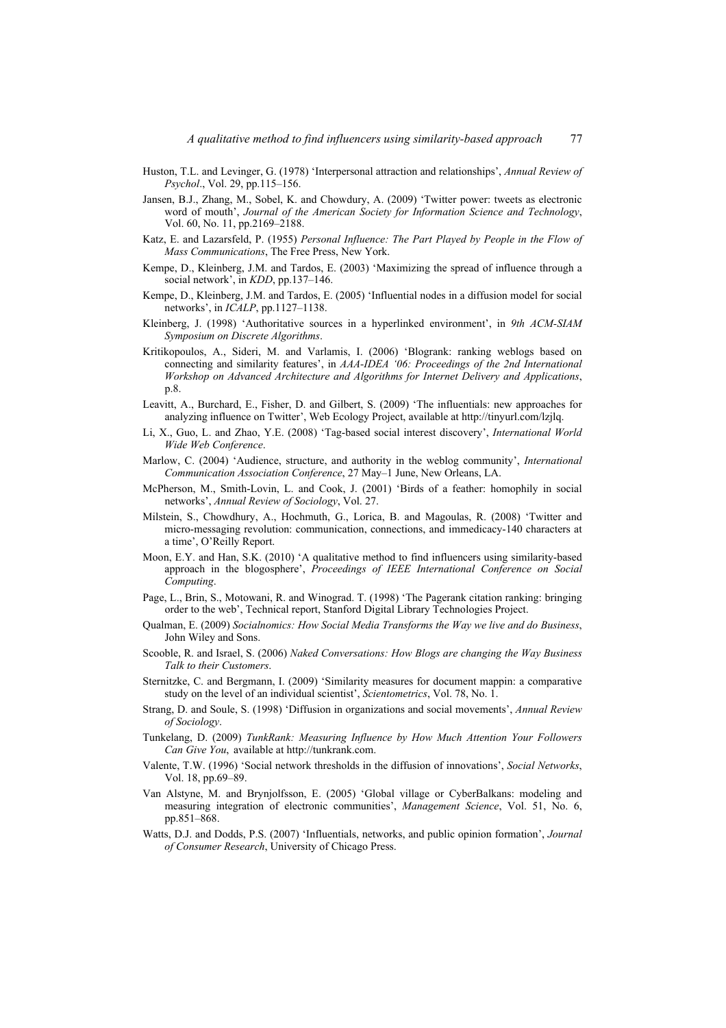Huston, T.L. and Levinger, G. (1978) 'Interpersonal attraction and relationships', *Annual Review of Psychol*., Vol. 29, pp.115–156.

Jansen, B.J., Zhang, M., Sobel, K. and Chowdury, A. (2009) 'Twitter power: tweets as electronic word of mouth', *Journal of the American Society for Information Science and Technology*, Vol. 60, No. 11, pp.2169–2188.

Katz, E. and Lazarsfeld, P. (1955) *Personal Influence: The Part Played by People in the Flow of Mass Communications*, The Free Press, New York.

Kempe, D., Kleinberg, J.M. and Tardos, E. (2003) 'Maximizing the spread of influence through a social network', in *KDD*, pp.137–146.

Kempe, D., Kleinberg, J.M. and Tardos, E. (2005) 'Influential nodes in a diffusion model for social networks', in *ICALP*, pp.1127–1138.

Kleinberg, J. (1998) 'Authoritative sources in a hyperlinked environment', in *9th ACM-SIAM Symposium on Discrete Algorithms*.

Kritikopoulos, A., Sideri, M. and Varlamis, I. (2006) 'Blogrank: ranking weblogs based on connecting and similarity features', in *AAA-IDEA '06: Proceedings of the 2nd International Workshop on Advanced Architecture and Algorithms for Internet Delivery and Applications*, p.8.

Leavitt, A., Burchard, E., Fisher, D. and Gilbert, S. (2009) 'The influentials: new approaches for analyzing influence on Twitter', Web Ecology Project, available at http://tinyurl.com/lzjlq.

Li, X., Guo, L. and Zhao, Y.E. (2008) 'Tag-based social interest discovery', *International World Wide Web Conference*.

Marlow, C. (2004) 'Audience, structure, and authority in the weblog community', *International Communication Association Conference*, 27 May–1 June, New Orleans, LA.

McPherson, M., Smith-Lovin, L. and Cook, J. (2001) 'Birds of a feather: homophily in social networks', *Annual Review of Sociology*, Vol. 27.

Milstein, S., Chowdhury, A., Hochmuth, G., Lorica, B. and Magoulas, R. (2008) 'Twitter and micro-messaging revolution: communication, connections, and immedicacy-140 characters at a time', O'Reilly Report.

Moon, E.Y. and Han, S.K. (2010) 'A qualitative method to find influencers using similarity-based approach in the blogosphere', *Proceedings of IEEE International Conference on Social Computing*.

Page, L., Brin, S., Motowani, R. and Winograd. T. (1998) 'The Pagerank citation ranking: bringing order to the web', Technical report, Stanford Digital Library Technologies Project.

Qualman, E. (2009) *Socialnomics: How Social Media Transforms the Way we live and do Business*, John Wiley and Sons.

Scooble, R. and Israel, S. (2006) *Naked Conversations: How Blogs are changing the Way Business Talk to their Customers*.

Sternitzke, C. and Bergmann, I. (2009) 'Similarity measures for document mappin: a comparative study on the level of an individual scientist', *Scientometrics*, Vol. 78, No. 1.

Strang, D. and Soule, S. (1998) 'Diffusion in organizations and social movements', *Annual Review of Sociology*.

Tunkelang, D. (2009) *TunkRank: Measuring Influence by How Much Attention Your Followers Can Give You*, available at http://tunkrank.com.

Valente, T.W. (1996) 'Social network thresholds in the diffusion of innovations', *Social Networks*, Vol. 18, pp.69–89.

Van Alstyne, M. and Brynjolfsson, E. (2005) 'Global village or CyberBalkans: modeling and measuring integration of electronic communities', *Management Science*, Vol. 51, No. 6, pp.851–868.

Watts, D.J. and Dodds, P.S. (2007) 'Influentials, networks, and public opinion formation', *Journal of Consumer Research*, University of Chicago Press.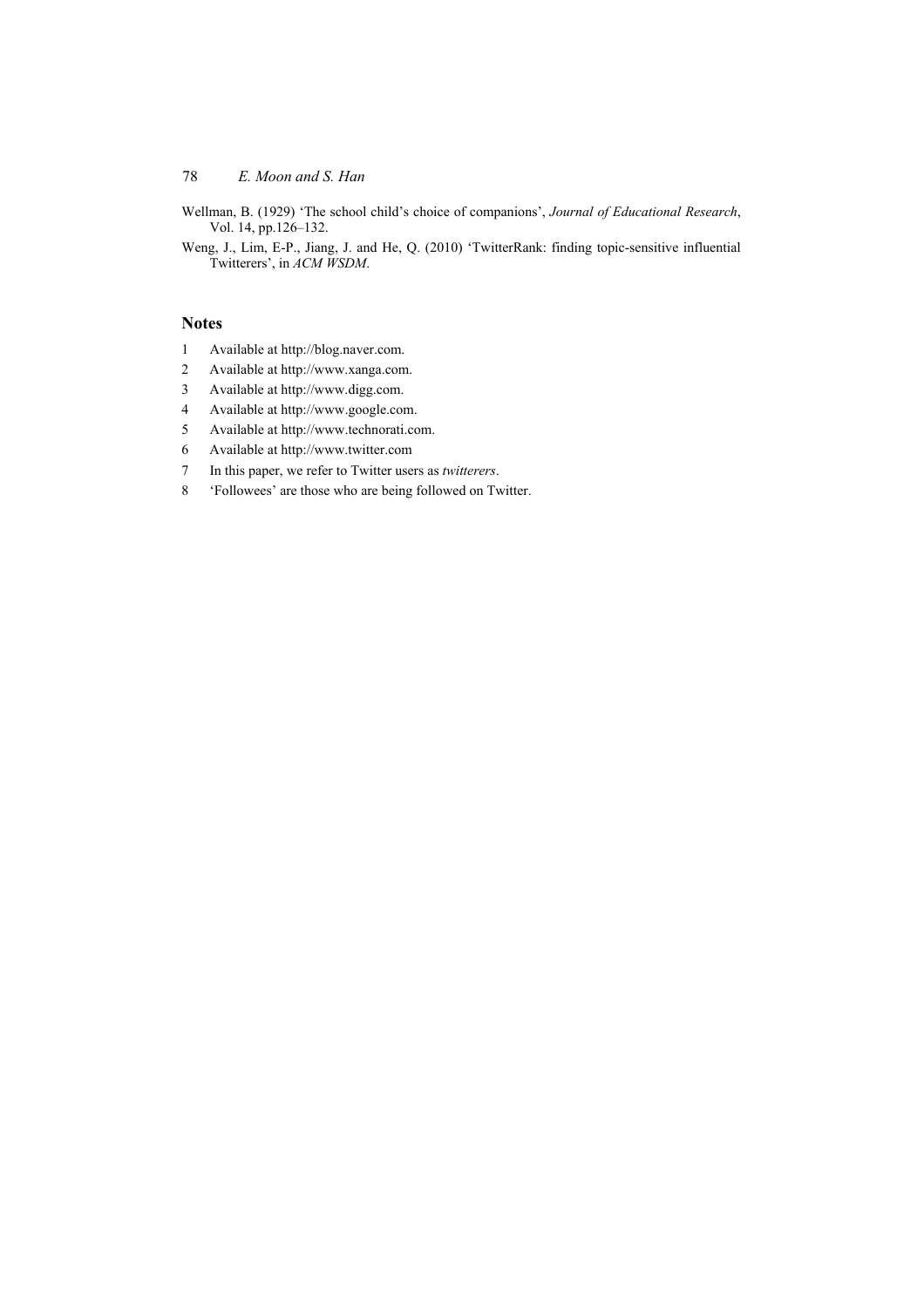Wellman, B. (1929) 'The school child's choice of companions', *Journal of Educational Research*, Vol. 14, pp.126–132.

Weng, J., Lim, E-P., Jiang, J. and He, Q. (2010) 'TwitterRank: finding topic-sensitive influential Twitterers', in *ACM WSDM*.

## Notes

1. Available at http://blog.naver.com.
2. Available at http://www.xanga.com.
3. Available at http://www.digg.com.
4. Available at http://www.google.com.
5. Available at http://www.technorati.com.
6. Available at http://www.twitter.com
7. In this paper, we refer to Twitter users as *twitterers*.
8. 'Followees' are those who are being followed on Twitter.